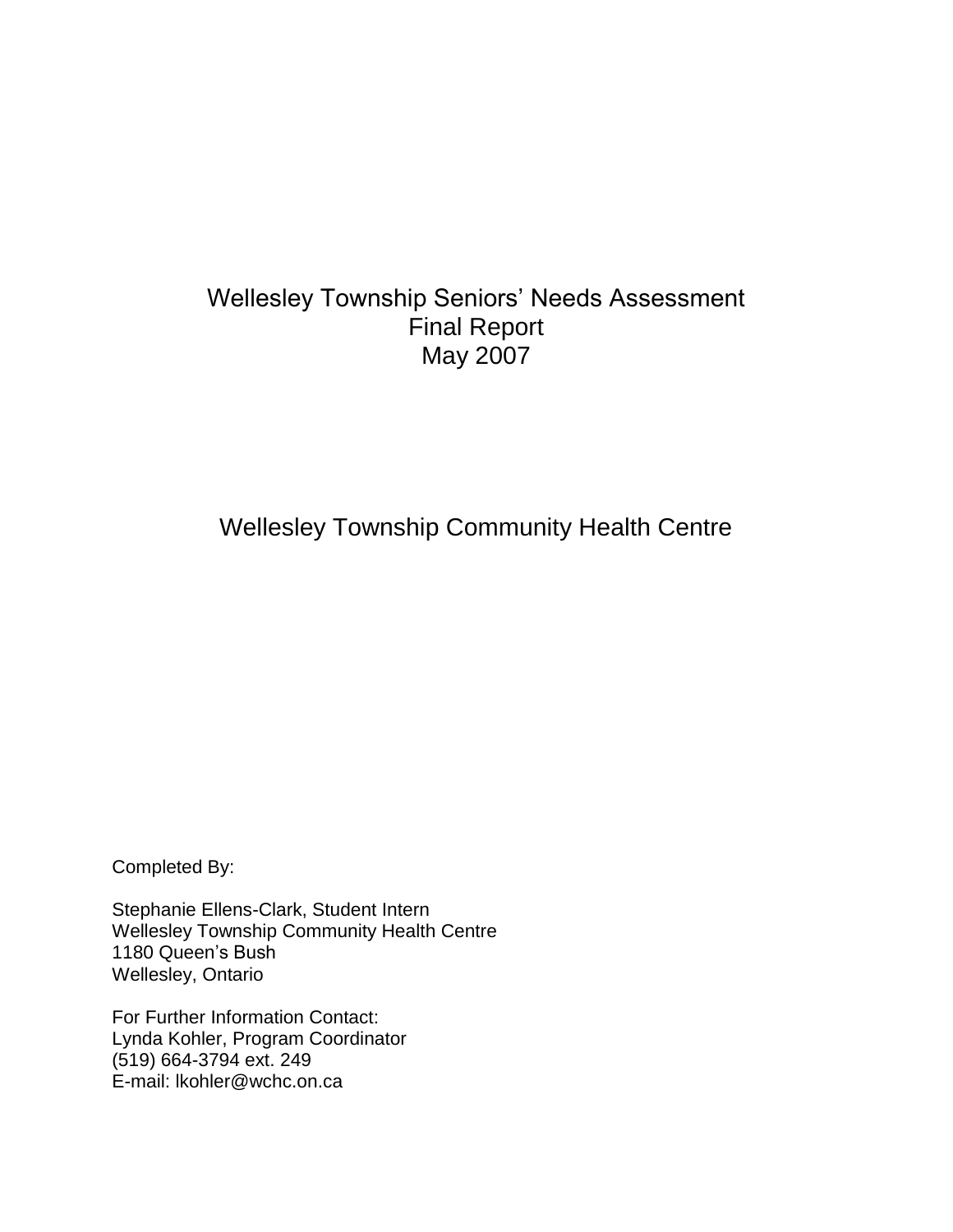# Wellesley Township Seniors' Needs Assessment
# Final Report
# May 2007

## Wellesley Township Community Health Centre

Completed By:

Stephanie Ellens-Clark, Student Intern
Wellesley Township Community Health Centre
1180 Queen's Bush
Wellesley, Ontario

For Further Information Contact:
Lynda Kohler, Program Coordinator
(519) 664-3794 ext. 249
E-mail: lkohler@wchc.on.ca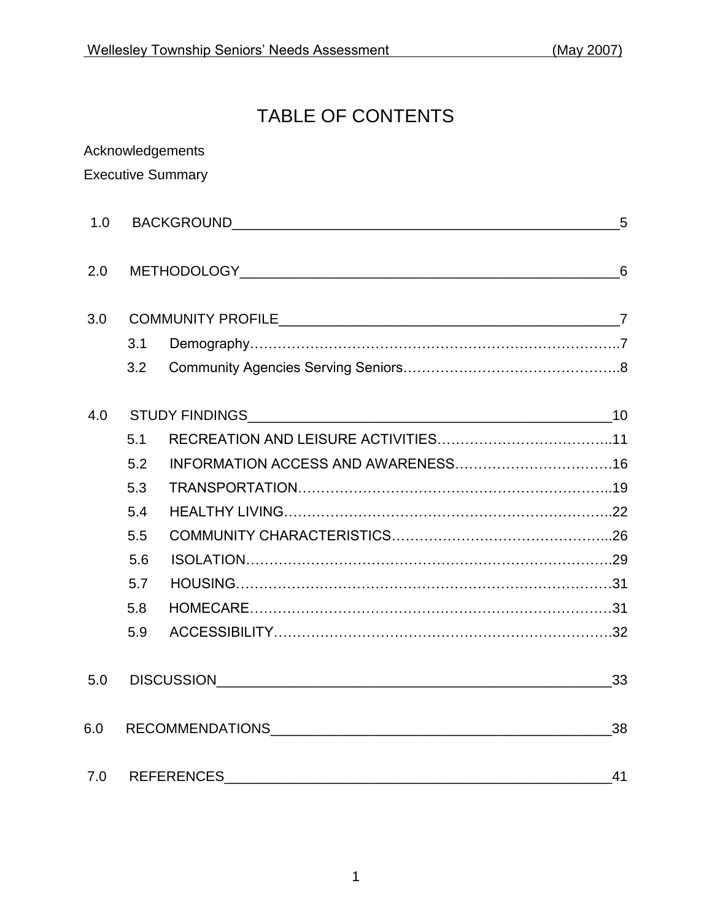# TABLE OF CONTENTS

Acknowledgements

Executive Summary

1.0 BACKGROUND ____ 5

2.0 METHODOLOGY ____ 6

3.0 COMMUNITY PROFILE ____ 7

- 3.1 Demography…….7
- 3.2 Community Agencies Serving Seniors…….8

4.0 STUDY FINDINGS ____ 10

- 5.1 RECREATION AND LEISURE ACTIVITIES…….11
- 5.2 INFORMATION ACCESS AND AWARENESS…….16
- 5.3 TRANSPORTATION…….19
- 5.4 HEALTHY LIVING…….22
- 5.5 COMMUNITY CHARACTERISTICS…….26
- 5.6 ISOLATION…….29
- 5.7 HOUSING…….31
- 5.8 HOMECARE…….31
- 5.9 ACCESSIBILITY…….32

5.0 DISCUSSION ____ 33

6.0 RECOMMENDATIONS ____ 38

7.0 REFERENCES ____ 41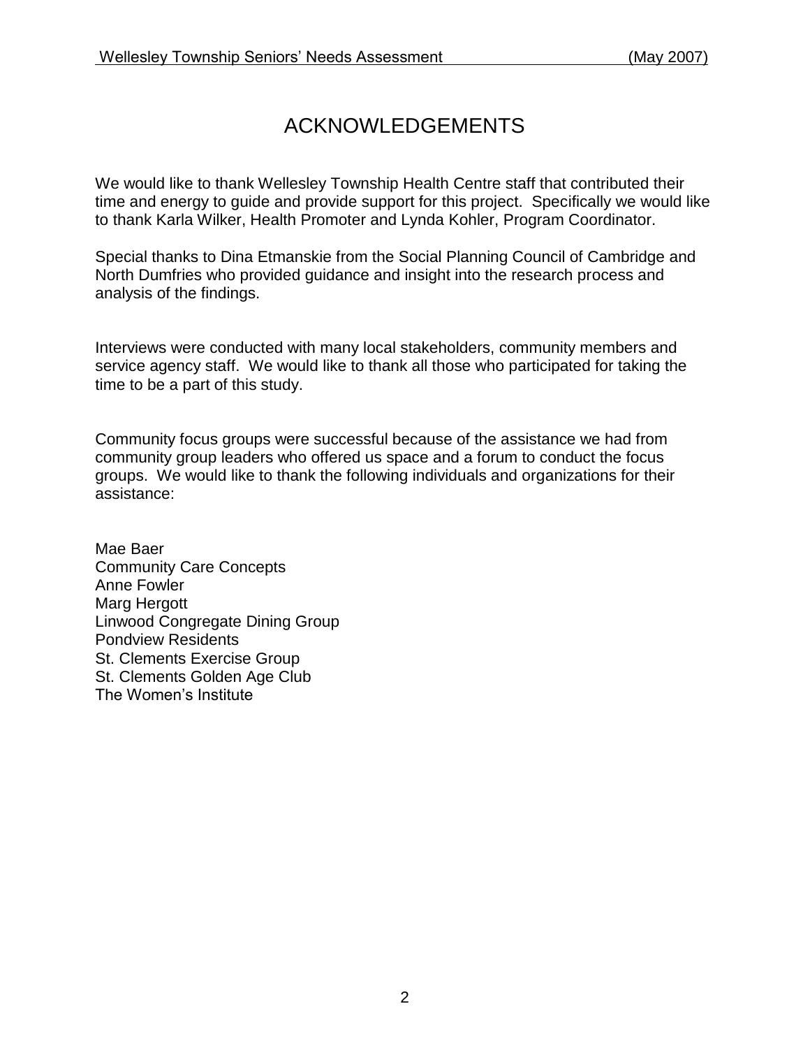# ACKNOWLEDGEMENTS

We would like to thank Wellesley Township Health Centre staff that contributed their time and energy to guide and provide support for this project. Specifically we would like to thank Karla Wilker, Health Promoter and Lynda Kohler, Program Coordinator.

Special thanks to Dina Etmanskie from the Social Planning Council of Cambridge and North Dumfries who provided guidance and insight into the research process and analysis of the findings.

Interviews were conducted with many local stakeholders, community members and service agency staff. We would like to thank all those who participated for taking the time to be a part of this study.

Community focus groups were successful because of the assistance we had from community group leaders who offered us space and a forum to conduct the focus groups. We would like to thank the following individuals and organizations for their assistance:

Mae Baer
Community Care Concepts
Anne Fowler
Marg Hergott
Linwood Congregate Dining Group
Pondview Residents
St. Clements Exercise Group
St. Clements Golden Age Club
The Women's Institute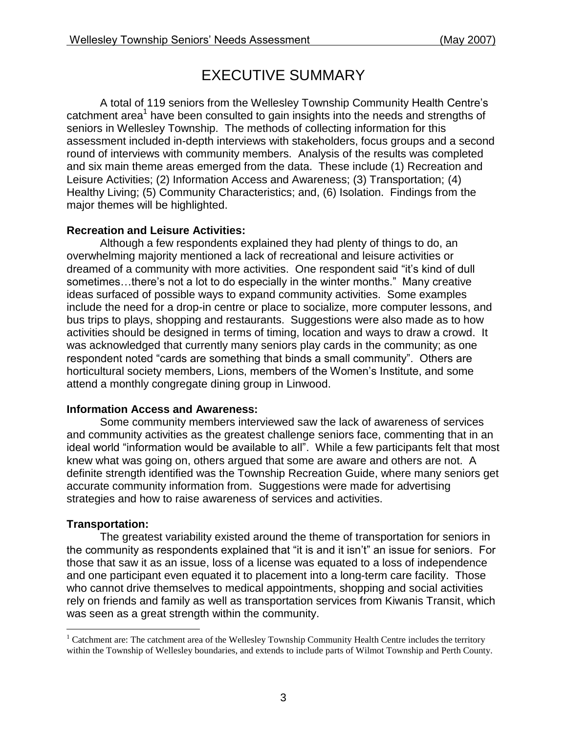# EXECUTIVE SUMMARY

A total of 119 seniors from the Wellesley Township Community Health Centre's catchment area[1] have been consulted to gain insights into the needs and strengths of seniors in Wellesley Township. The methods of collecting information for this assessment included in-depth interviews with stakeholders, focus groups and a second round of interviews with community members. Analysis of the results was completed and six main theme areas emerged from the data. These include (1) Recreation and Leisure Activities; (2) Information Access and Awareness; (3) Transportation; (4) Healthy Living; (5) Community Characteristics; and, (6) Isolation. Findings from the major themes will be highlighted.

**Recreation and Leisure Activities:**

Although a few respondents explained they had plenty of things to do, an overwhelming majority mentioned a lack of recreational and leisure activities or dreamed of a community with more activities. One respondent said "it's kind of dull sometimes…there's not a lot to do especially in the winter months." Many creative ideas surfaced of possible ways to expand community activities. Some examples include the need for a drop-in centre or place to socialize, more computer lessons, and bus trips to plays, shopping and restaurants. Suggestions were also made as to how activities should be designed in terms of timing, location and ways to draw a crowd. It was acknowledged that currently many seniors play cards in the community; as one respondent noted "cards are something that binds a small community". Others are horticultural society members, Lions, members of the Women's Institute, and some attend a monthly congregate dining group in Linwood.

**Information Access and Awareness:**

Some community members interviewed saw the lack of awareness of services and community activities as the greatest challenge seniors face, commenting that in an ideal world "information would be available to all". While a few participants felt that most knew what was going on, others argued that some are aware and others are not. A definite strength identified was the Township Recreation Guide, where many seniors get accurate community information from. Suggestions were made for advertising strategies and how to raise awareness of services and activities.

**Transportation:**

The greatest variability existed around the theme of transportation for seniors in the community as respondents explained that "it is and it isn't" an issue for seniors. For those that saw it as an issue, loss of a license was equated to a loss of independence and one participant even equated it to placement into a long-term care facility. Those who cannot drive themselves to medical appointments, shopping and social activities rely on friends and family as well as transportation services from Kiwanis Transit, which was seen as a great strength within the community.

[1] Catchment are: The catchment area of the Wellesley Township Community Health Centre includes the territory within the Township of Wellesley boundaries, and extends to include parts of Wilmot Township and Perth County.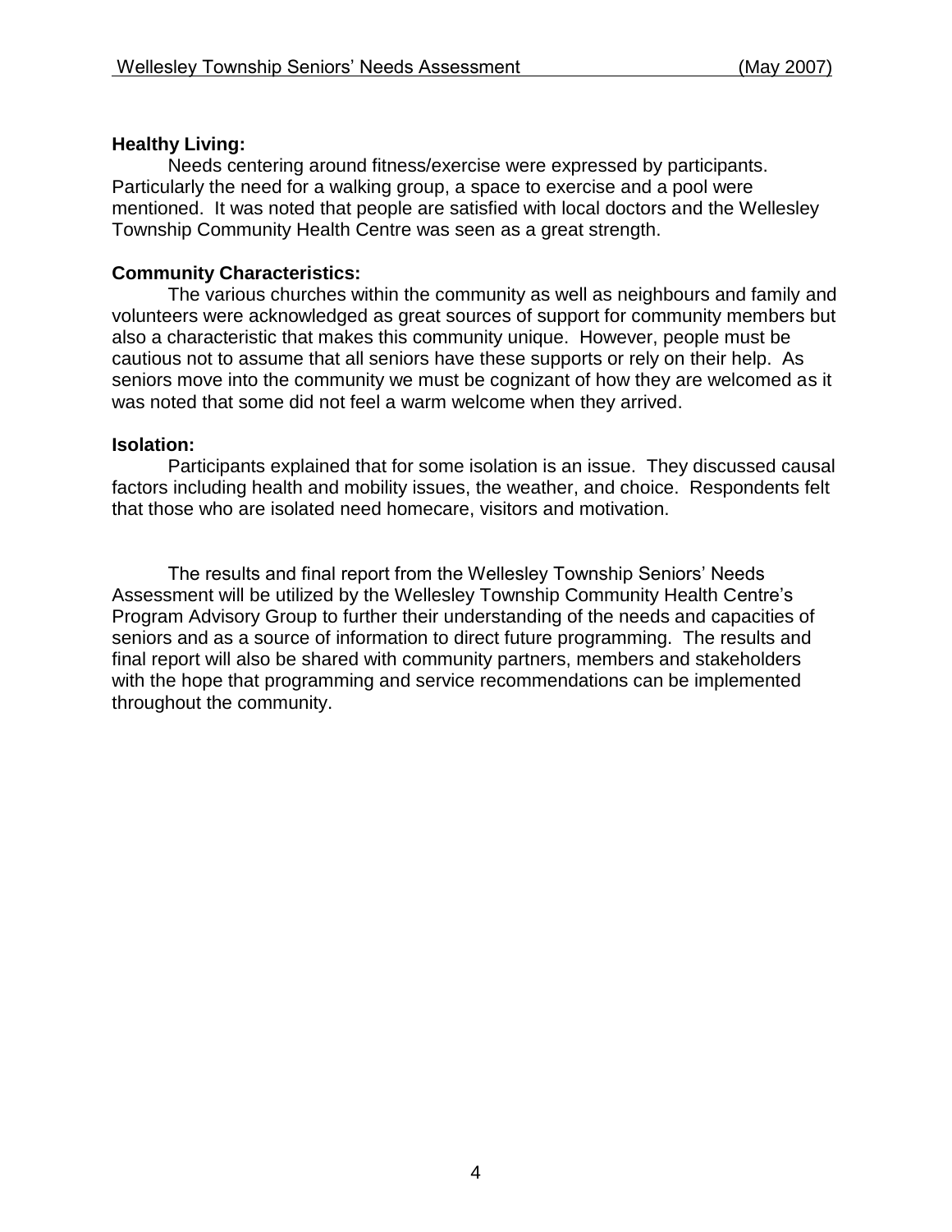**Healthy Living:**

Needs centering around fitness/exercise were expressed by participants. Particularly the need for a walking group, a space to exercise and a pool were mentioned. It was noted that people are satisfied with local doctors and the Wellesley Township Community Health Centre was seen as a great strength.

**Community Characteristics:**

The various churches within the community as well as neighbours and family and volunteers were acknowledged as great sources of support for community members but also a characteristic that makes this community unique. However, people must be cautious not to assume that all seniors have these supports or rely on their help. As seniors move into the community we must be cognizant of how they are welcomed as it was noted that some did not feel a warm welcome when they arrived.

**Isolation:**

Participants explained that for some isolation is an issue. They discussed causal factors including health and mobility issues, the weather, and choice. Respondents felt that those who are isolated need homecare, visitors and motivation.

The results and final report from the Wellesley Township Seniors' Needs Assessment will be utilized by the Wellesley Township Community Health Centre's Program Advisory Group to further their understanding of the needs and capacities of seniors and as a source of information to direct future programming. The results and final report will also be shared with community partners, members and stakeholders with the hope that programming and service recommendations can be implemented throughout the community.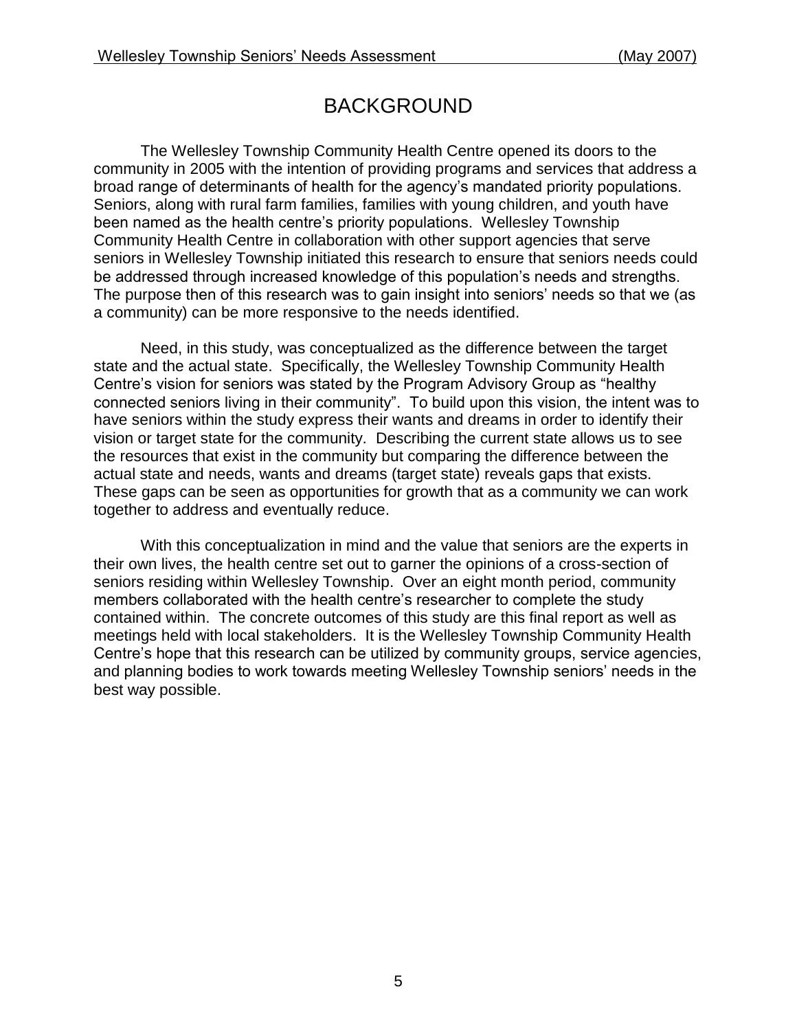# BACKGROUND

The Wellesley Township Community Health Centre opened its doors to the community in 2005 with the intention of providing programs and services that address a broad range of determinants of health for the agency's mandated priority populations. Seniors, along with rural farm families, families with young children, and youth have been named as the health centre's priority populations. Wellesley Township Community Health Centre in collaboration with other support agencies that serve seniors in Wellesley Township initiated this research to ensure that seniors needs could be addressed through increased knowledge of this population's needs and strengths. The purpose then of this research was to gain insight into seniors' needs so that we (as a community) can be more responsive to the needs identified.

Need, in this study, was conceptualized as the difference between the target state and the actual state. Specifically, the Wellesley Township Community Health Centre's vision for seniors was stated by the Program Advisory Group as "healthy connected seniors living in their community". To build upon this vision, the intent was to have seniors within the study express their wants and dreams in order to identify their vision or target state for the community. Describing the current state allows us to see the resources that exist in the community but comparing the difference between the actual state and needs, wants and dreams (target state) reveals gaps that exists. These gaps can be seen as opportunities for growth that as a community we can work together to address and eventually reduce.

With this conceptualization in mind and the value that seniors are the experts in their own lives, the health centre set out to garner the opinions of a cross-section of seniors residing within Wellesley Township. Over an eight month period, community members collaborated with the health centre's researcher to complete the study contained within. The concrete outcomes of this study are this final report as well as meetings held with local stakeholders. It is the Wellesley Township Community Health Centre's hope that this research can be utilized by community groups, service agencies, and planning bodies to work towards meeting Wellesley Township seniors' needs in the best way possible.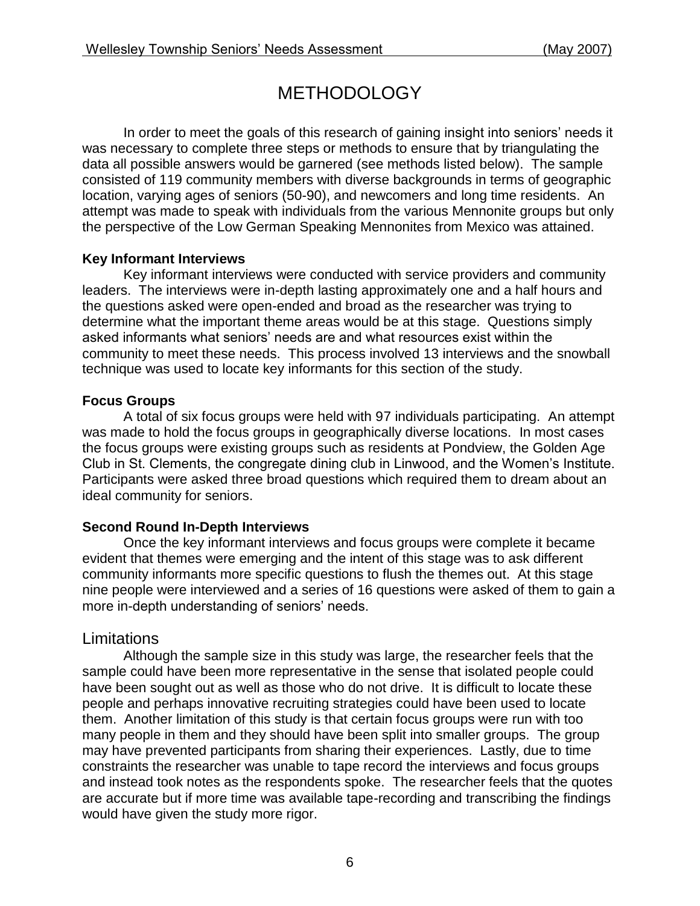// METHODOLOGY

In order to meet the goals of this research of gaining insight into seniors' needs it was necessary to complete three steps or methods to ensure that by triangulating the data all possible answers would be garnered (see methods listed below). The sample consisted of 119 community members with diverse backgrounds in terms of geographic location, varying ages of seniors (50-90), and newcomers and long time residents. An attempt was made to speak with individuals from the various Mennonite groups but only the perspective of the Low German Speaking Mennonites from Mexico was attained.

### Key Informant Interviews

Key informant interviews were conducted with service providers and community leaders. The interviews were in-depth lasting approximately one and a half hours and the questions asked were open-ended and broad as the researcher was trying to determine what the important theme areas would be at this stage. Questions simply asked informants what seniors' needs are and what resources exist within the community to meet these needs. This process involved 13 interviews and the snowball technique was used to locate key informants for this section of the study.

### Focus Groups

A total of six focus groups were held with 97 individuals participating. An attempt was made to hold the focus groups in geographically diverse locations. In most cases the focus groups were existing groups such as residents at Pondview, the Golden Age Club in St. Clements, the congregate dining club in Linwood, and the Women's Institute. Participants were asked three broad questions which required them to dream about an ideal community for seniors.

### Second Round In-Depth Interviews

Once the key informant interviews and focus groups were complete it became evident that themes were emerging and the intent of this stage was to ask different community informants more specific questions to flush the themes out. At this stage nine people were interviewed and a series of 16 questions were asked of them to gain a more in-depth understanding of seniors' needs.

## Limitations

Although the sample size in this study was large, the researcher feels that the sample could have been more representative in the sense that isolated people could have been sought out as well as those who do not drive. It is difficult to locate these people and perhaps innovative recruiting strategies could have been used to locate them. Another limitation of this study is that certain focus groups were run with too many people in them and they should have been split into smaller groups. The group may have prevented participants from sharing their experiences. Lastly, due to time constraints the researcher was unable to tape record the interviews and focus groups and instead took notes as the respondents spoke. The researcher feels that the quotes are accurate but if more time was available tape-recording and transcribing the findings would have given the study more rigor.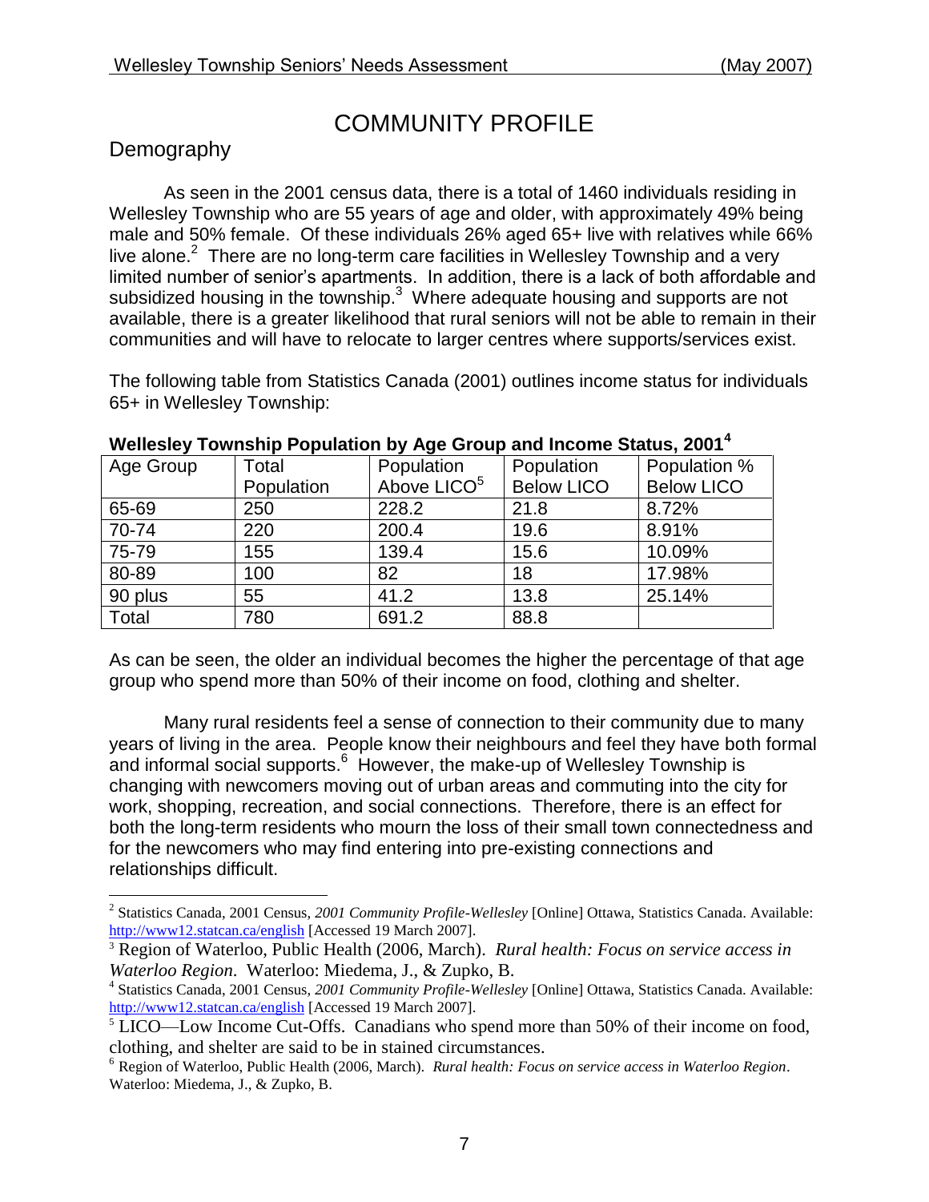# COMMUNITY PROFILE

## Demography

As seen in the 2001 census data, there is a total of 1460 individuals residing in Wellesley Township who are 55 years of age and older, with approximately 49% being male and 50% female. Of these individuals 26% aged 65+ live with relatives while 66% live alone.[2] There are no long-term care facilities in Wellesley Township and a very limited number of senior's apartments. In addition, there is a lack of both affordable and subsidized housing in the township.[3] Where adequate housing and supports are not available, there is a greater likelihood that rural seniors will not be able to remain in their communities and will have to relocate to larger centres where supports/services exist.

The following table from Statistics Canada (2001) outlines income status for individuals 65+ in Wellesley Township:

**Wellesley Township Population by Age Group and Income Status, 2001[4]**

| Age Group | Total Population | Population Above LICO[5] | Population Below LICO | Population % Below LICO |
|---|---|---|---|---|
| 65-69 | 250 | 228.2 | 21.8 | 8.72% |
| 70-74 | 220 | 200.4 | 19.6 | 8.91% |
| 75-79 | 155 | 139.4 | 15.6 | 10.09% |
| 80-89 | 100 | 82 | 18 | 17.98% |
| 90 plus | 55 | 41.2 | 13.8 | 25.14% |
| Total | 780 | 691.2 | 88.8 | |

As can be seen, the older an individual becomes the higher the percentage of that age group who spend more than 50% of their income on food, clothing and shelter.

Many rural residents feel a sense of connection to their community due to many years of living in the area. People know their neighbours and feel they have both formal and informal social supports.[6] However, the make-up of Wellesley Township is changing with newcomers moving out of urban areas and commuting into the city for work, shopping, recreation, and social connections. Therefore, there is an effect for both the long-term residents who mourn the loss of their small town connectedness and for the newcomers who may find entering into pre-existing connections and relationships difficult.

---

[2] Statistics Canada, 2001 Census, *2001 Community Profile-Wellesley* [Online] Ottawa, Statistics Canada. Available: http://www12.statcan.ca/english [Accessed 19 March 2007].

[3] Region of Waterloo, Public Health (2006, March). *Rural health: Focus on service access in Waterloo Region*. Waterloo: Miedema, J., & Zupko, B.

[4] Statistics Canada, 2001 Census, *2001 Community Profile-Wellesley* [Online] Ottawa, Statistics Canada. Available: http://www12.statcan.ca/english [Accessed 19 March 2007].

[5] LICO—Low Income Cut-Offs. Canadians who spend more than 50% of their income on food, clothing, and shelter are said to be in stained circumstances.

[6] Region of Waterloo, Public Health (2006, March). *Rural health: Focus on service access in Waterloo Region*. Waterloo: Miedema, J., & Zupko, B.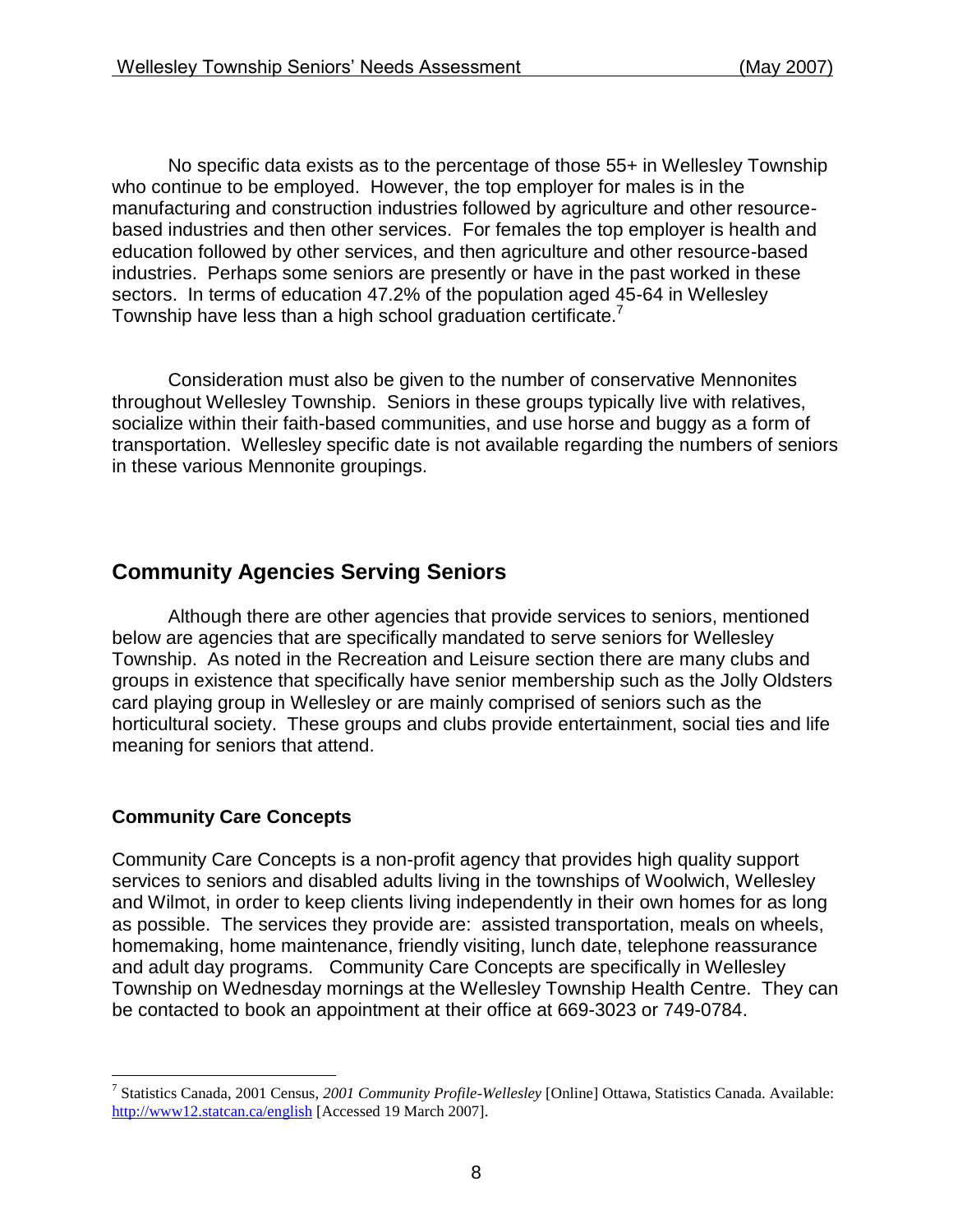No specific data exists as to the percentage of those 55+ in Wellesley Township who continue to be employed. However, the top employer for males is in the manufacturing and construction industries followed by agriculture and other resource-based industries and then other services. For females the top employer is health and education followed by other services, and then agriculture and other resource-based industries. Perhaps some seniors are presently or have in the past worked in these sectors. In terms of education 47.2% of the population aged 45-64 in Wellesley Township have less than a high school graduation certificate.[7]

Consideration must also be given to the number of conservative Mennonites throughout Wellesley Township. Seniors in these groups typically live with relatives, socialize within their faith-based communities, and use horse and buggy as a form of transportation. Wellesley specific date is not available regarding the numbers of seniors in these various Mennonite groupings.

## Community Agencies Serving Seniors

Although there are other agencies that provide services to seniors, mentioned below are agencies that are specifically mandated to serve seniors for Wellesley Township. As noted in the Recreation and Leisure section there are many clubs and groups in existence that specifically have senior membership such as the Jolly Oldsters card playing group in Wellesley or are mainly comprised of seniors such as the horticultural society. These groups and clubs provide entertainment, social ties and life meaning for seniors that attend.

### Community Care Concepts

Community Care Concepts is a non-profit agency that provides high quality support services to seniors and disabled adults living in the townships of Woolwich, Wellesley and Wilmot, in order to keep clients living independently in their own homes for as long as possible. The services they provide are: assisted transportation, meals on wheels, homemaking, home maintenance, friendly visiting, lunch date, telephone reassurance and adult day programs. Community Care Concepts are specifically in Wellesley Township on Wednesday mornings at the Wellesley Township Health Centre. They can be contacted to book an appointment at their office at 669-3023 or 749-0784.

---

[7] Statistics Canada, 2001 Census, *2001 Community Profile-Wellesley* [Online] Ottawa, Statistics Canada. Available: http://www12.statcan.ca/english [Accessed 19 March 2007].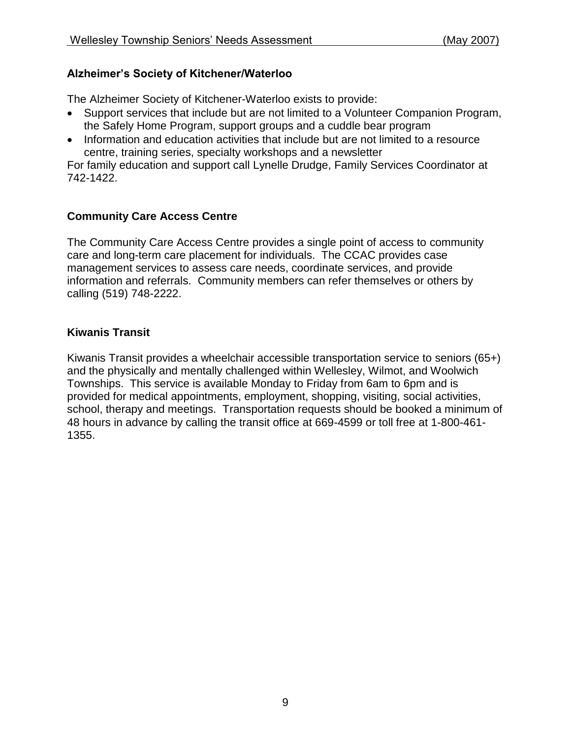### Alzheimer's Society of Kitchener/Waterloo

The Alzheimer Society of Kitchener-Waterloo exists to provide:

- Support services that include but are not limited to a Volunteer Companion Program, the Safely Home Program, support groups and a cuddle bear program
- Information and education activities that include but are not limited to a resource centre, training series, specialty workshops and a newsletter

For family education and support call Lynelle Drudge, Family Services Coordinator at 742-1422.

### Community Care Access Centre

The Community Care Access Centre provides a single point of access to community care and long-term care placement for individuals. The CCAC provides case management services to assess care needs, coordinate services, and provide information and referrals. Community members can refer themselves or others by calling (519) 748-2222.

### Kiwanis Transit

Kiwanis Transit provides a wheelchair accessible transportation service to seniors (65+) and the physically and mentally challenged within Wellesley, Wilmot, and Woolwich Townships. This service is available Monday to Friday from 6am to 6pm and is provided for medical appointments, employment, shopping, visiting, social activities, school, therapy and meetings. Transportation requests should be booked a minimum of 48 hours in advance by calling the transit office at 669-4599 or toll free at 1-800-461-1355.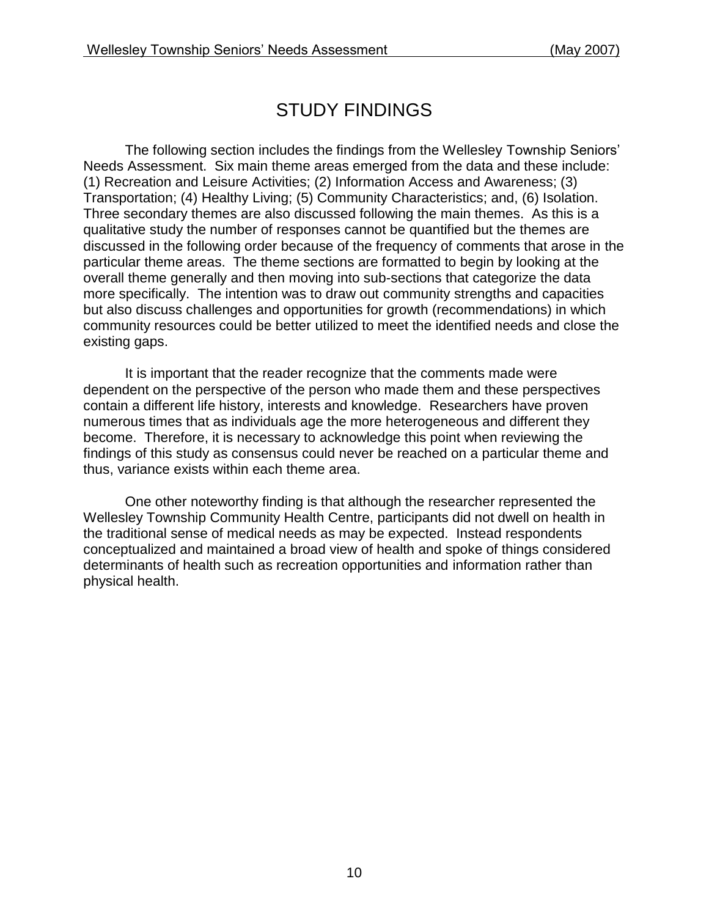# STUDY FINDINGS

The following section includes the findings from the Wellesley Township Seniors' Needs Assessment. Six main theme areas emerged from the data and these include: (1) Recreation and Leisure Activities; (2) Information Access and Awareness; (3) Transportation; (4) Healthy Living; (5) Community Characteristics; and, (6) Isolation. Three secondary themes are also discussed following the main themes. As this is a qualitative study the number of responses cannot be quantified but the themes are discussed in the following order because of the frequency of comments that arose in the particular theme areas. The theme sections are formatted to begin by looking at the overall theme generally and then moving into sub-sections that categorize the data more specifically. The intention was to draw out community strengths and capacities but also discuss challenges and opportunities for growth (recommendations) in which community resources could be better utilized to meet the identified needs and close the existing gaps.

It is important that the reader recognize that the comments made were dependent on the perspective of the person who made them and these perspectives contain a different life history, interests and knowledge. Researchers have proven numerous times that as individuals age the more heterogeneous and different they become. Therefore, it is necessary to acknowledge this point when reviewing the findings of this study as consensus could never be reached on a particular theme and thus, variance exists within each theme area.

One other noteworthy finding is that although the researcher represented the Wellesley Township Community Health Centre, participants did not dwell on health in the traditional sense of medical needs as may be expected. Instead respondents conceptualized and maintained a broad view of health and spoke of things considered determinants of health such as recreation opportunities and information rather than physical health.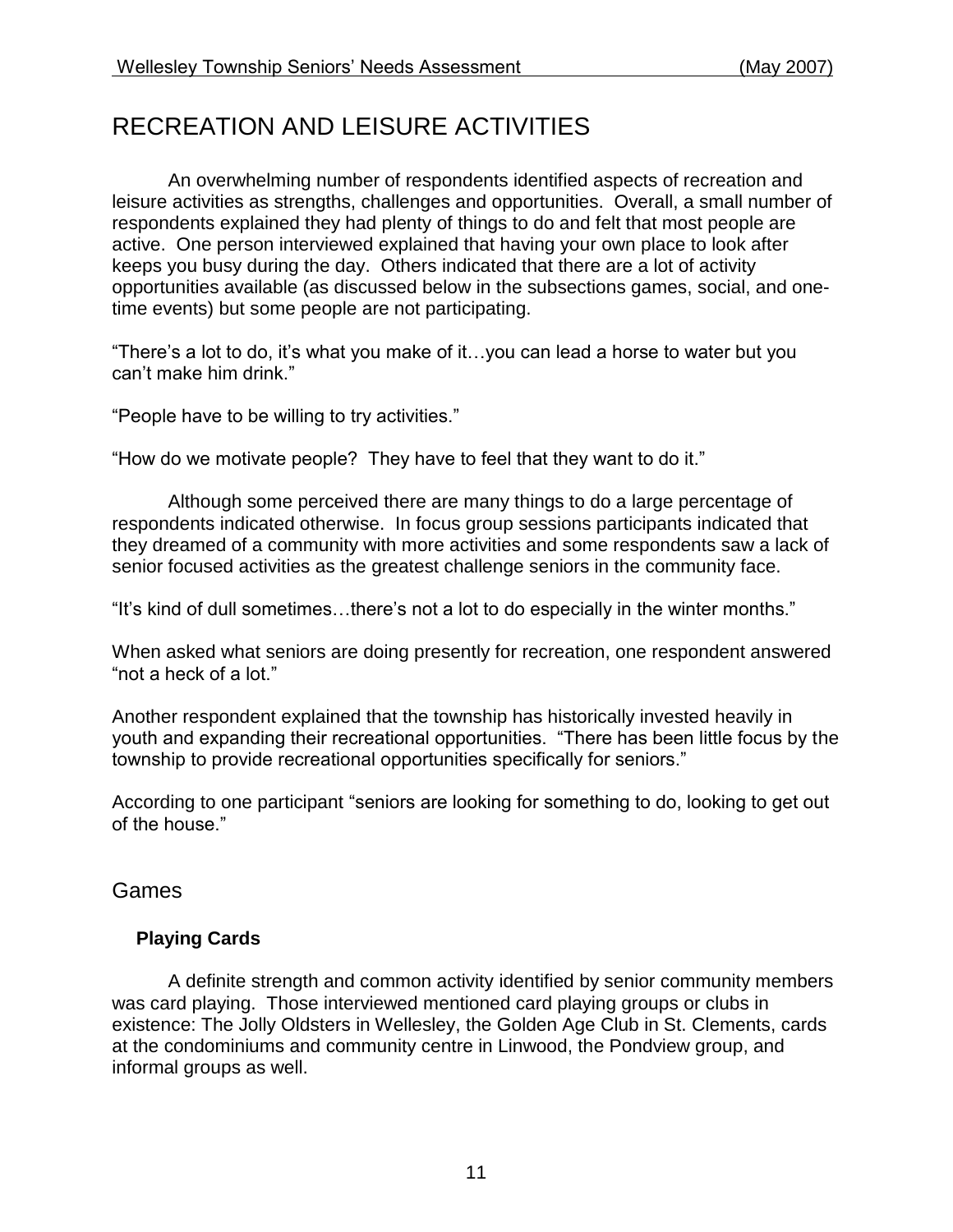# RECREATION AND LEISURE ACTIVITIES

An overwhelming number of respondents identified aspects of recreation and leisure activities as strengths, challenges and opportunities. Overall, a small number of respondents explained they had plenty of things to do and felt that most people are active. One person interviewed explained that having your own place to look after keeps you busy during the day. Others indicated that there are a lot of activity opportunities available (as discussed below in the subsections games, social, and one-time events) but some people are not participating.

"There's a lot to do, it's what you make of it…you can lead a horse to water but you can't make him drink."

"People have to be willing to try activities."

"How do we motivate people? They have to feel that they want to do it."

Although some perceived there are many things to do a large percentage of respondents indicated otherwise. In focus group sessions participants indicated that they dreamed of a community with more activities and some respondents saw a lack of senior focused activities as the greatest challenge seniors in the community face.

"It's kind of dull sometimes…there's not a lot to do especially in the winter months."

When asked what seniors are doing presently for recreation, one respondent answered "not a heck of a lot."

Another respondent explained that the township has historically invested heavily in youth and expanding their recreational opportunities. "There has been little focus by the township to provide recreational opportunities specifically for seniors."

According to one participant "seniors are looking for something to do, looking to get out of the house."

## Games

### Playing Cards

A definite strength and common activity identified by senior community members was card playing. Those interviewed mentioned card playing groups or clubs in existence: The Jolly Oldsters in Wellesley, the Golden Age Club in St. Clements, cards at the condominiums and community centre in Linwood, the Pondview group, and informal groups as well.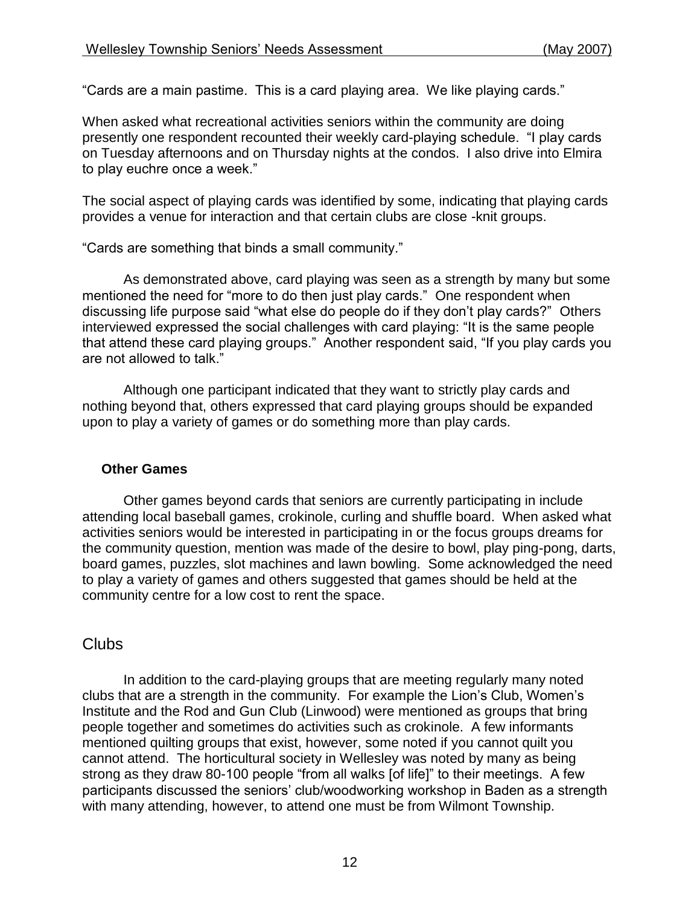"Cards are a main pastime. This is a card playing area. We like playing cards."

When asked what recreational activities seniors within the community are doing presently one respondent recounted their weekly card-playing schedule. "I play cards on Tuesday afternoons and on Thursday nights at the condos. I also drive into Elmira to play euchre once a week."

The social aspect of playing cards was identified by some, indicating that playing cards provides a venue for interaction and that certain clubs are close -knit groups.

"Cards are something that binds a small community."

As demonstrated above, card playing was seen as a strength by many but some mentioned the need for "more to do then just play cards." One respondent when discussing life purpose said "what else do people do if they don't play cards?" Others interviewed expressed the social challenges with card playing: "It is the same people that attend these card playing groups." Another respondent said, "If you play cards you are not allowed to talk."

Although one participant indicated that they want to strictly play cards and nothing beyond that, others expressed that card playing groups should be expanded upon to play a variety of games or do something more than play cards.

### Other Games

Other games beyond cards that seniors are currently participating in include attending local baseball games, crokinole, curling and shuffle board. When asked what activities seniors would be interested in participating in or the focus groups dreams for the community question, mention was made of the desire to bowl, play ping-pong, darts, board games, puzzles, slot machines and lawn bowling. Some acknowledged the need to play a variety of games and others suggested that games should be held at the community centre for a low cost to rent the space.

## Clubs

In addition to the card-playing groups that are meeting regularly many noted clubs that are a strength in the community. For example the Lion's Club, Women's Institute and the Rod and Gun Club (Linwood) were mentioned as groups that bring people together and sometimes do activities such as crokinole. A few informants mentioned quilting groups that exist, however, some noted if you cannot quilt you cannot attend. The horticultural society in Wellesley was noted by many as being strong as they draw 80-100 people "from all walks [of life]" to their meetings. A few participants discussed the seniors' club/woodworking workshop in Baden as a strength with many attending, however, to attend one must be from Wilmont Township.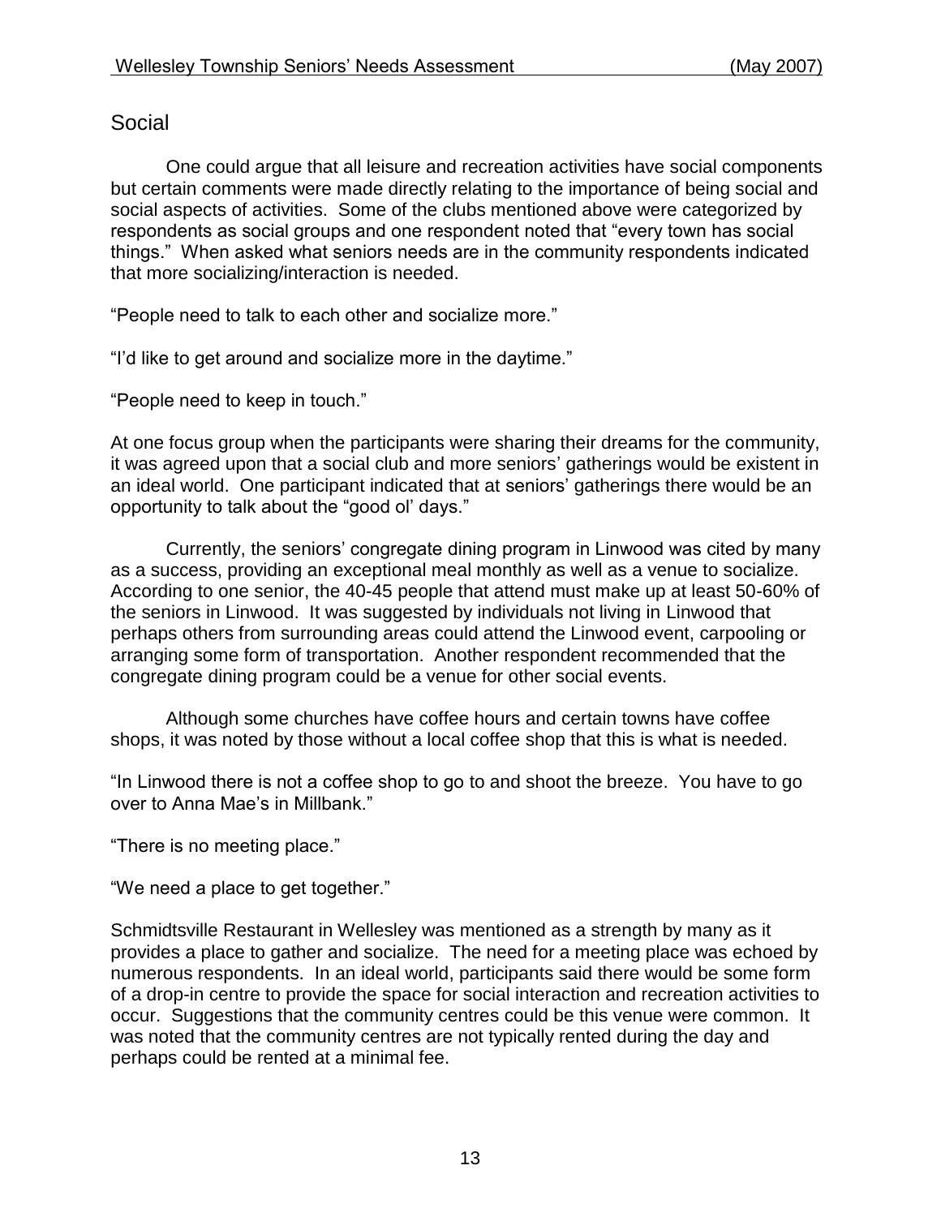## Social

One could argue that all leisure and recreation activities have social components but certain comments were made directly relating to the importance of being social and social aspects of activities. Some of the clubs mentioned above were categorized by respondents as social groups and one respondent noted that "every town has social things." When asked what seniors needs are in the community respondents indicated that more socializing/interaction is needed.

"People need to talk to each other and socialize more."

"I'd like to get around and socialize more in the daytime."

"People need to keep in touch."

At one focus group when the participants were sharing their dreams for the community, it was agreed upon that a social club and more seniors' gatherings would be existent in an ideal world. One participant indicated that at seniors' gatherings there would be an opportunity to talk about the "good ol' days."

Currently, the seniors' congregate dining program in Linwood was cited by many as a success, providing an exceptional meal monthly as well as a venue to socialize. According to one senior, the 40-45 people that attend must make up at least 50-60% of the seniors in Linwood. It was suggested by individuals not living in Linwood that perhaps others from surrounding areas could attend the Linwood event, carpooling or arranging some form of transportation. Another respondent recommended that the congregate dining program could be a venue for other social events.

Although some churches have coffee hours and certain towns have coffee shops, it was noted by those without a local coffee shop that this is what is needed.

"In Linwood there is not a coffee shop to go to and shoot the breeze. You have to go over to Anna Mae's in Millbank."

"There is no meeting place."

"We need a place to get together."

Schmidtsville Restaurant in Wellesley was mentioned as a strength by many as it provides a place to gather and socialize. The need for a meeting place was echoed by numerous respondents. In an ideal world, participants said there would be some form of a drop-in centre to provide the space for social interaction and recreation activities to occur. Suggestions that the community centres could be this venue were common. It was noted that the community centres are not typically rented during the day and perhaps could be rented at a minimal fee.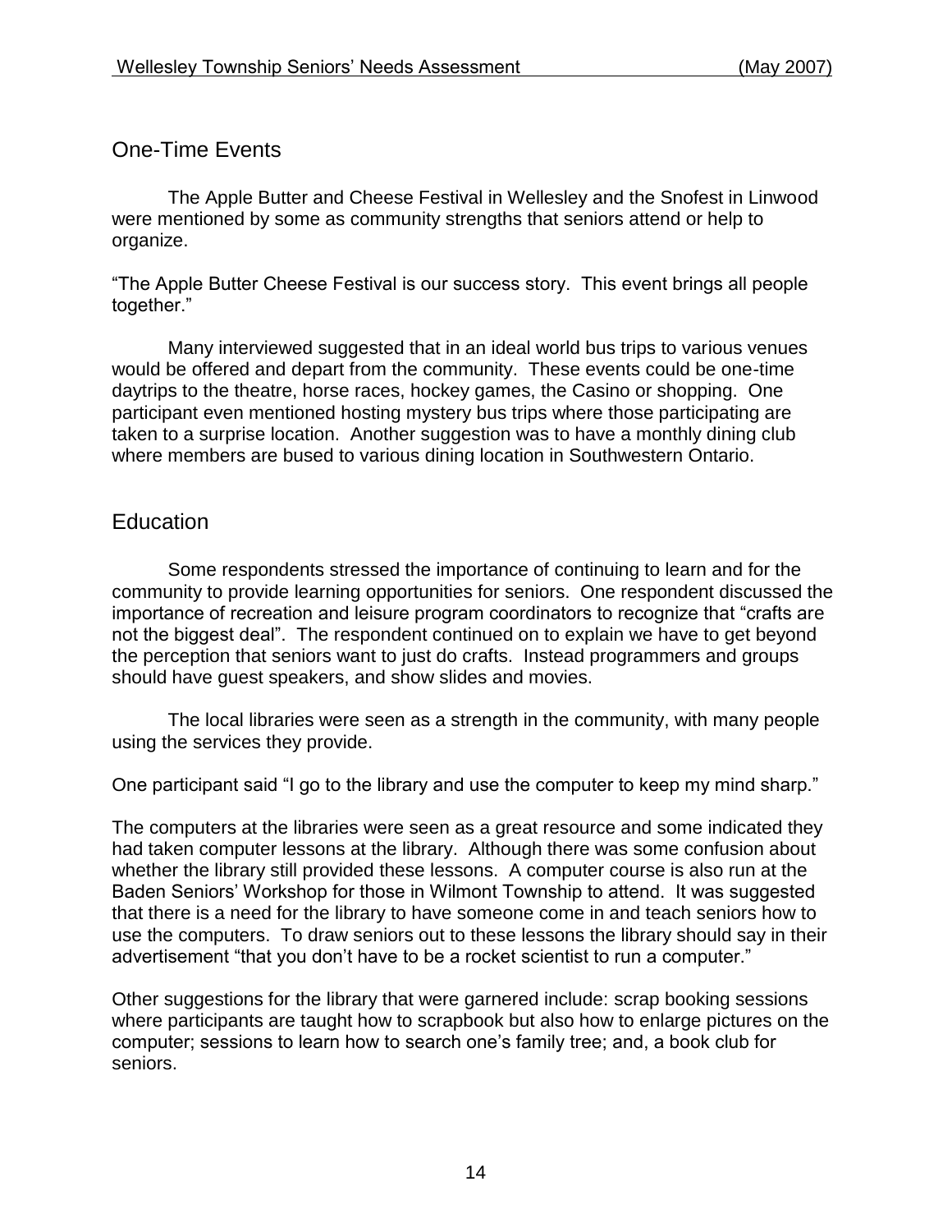## One-Time Events

The Apple Butter and Cheese Festival in Wellesley and the Snofest in Linwood were mentioned by some as community strengths that seniors attend or help to organize.

"The Apple Butter Cheese Festival is our success story. This event brings all people together."

Many interviewed suggested that in an ideal world bus trips to various venues would be offered and depart from the community. These events could be one-time daytrips to the theatre, horse races, hockey games, the Casino or shopping. One participant even mentioned hosting mystery bus trips where those participating are taken to a surprise location. Another suggestion was to have a monthly dining club where members are bused to various dining location in Southwestern Ontario.

## Education

Some respondents stressed the importance of continuing to learn and for the community to provide learning opportunities for seniors. One respondent discussed the importance of recreation and leisure program coordinators to recognize that "crafts are not the biggest deal". The respondent continued on to explain we have to get beyond the perception that seniors want to just do crafts. Instead programmers and groups should have guest speakers, and show slides and movies.

The local libraries were seen as a strength in the community, with many people using the services they provide.

One participant said "I go to the library and use the computer to keep my mind sharp."

The computers at the libraries were seen as a great resource and some indicated they had taken computer lessons at the library. Although there was some confusion about whether the library still provided these lessons. A computer course is also run at the Baden Seniors' Workshop for those in Wilmont Township to attend. It was suggested that there is a need for the library to have someone come in and teach seniors how to use the computers. To draw seniors out to these lessons the library should say in their advertisement "that you don't have to be a rocket scientist to run a computer."

Other suggestions for the library that were garnered include: scrap booking sessions where participants are taught how to scrapbook but also how to enlarge pictures on the computer; sessions to learn how to search one's family tree; and, a book club for seniors.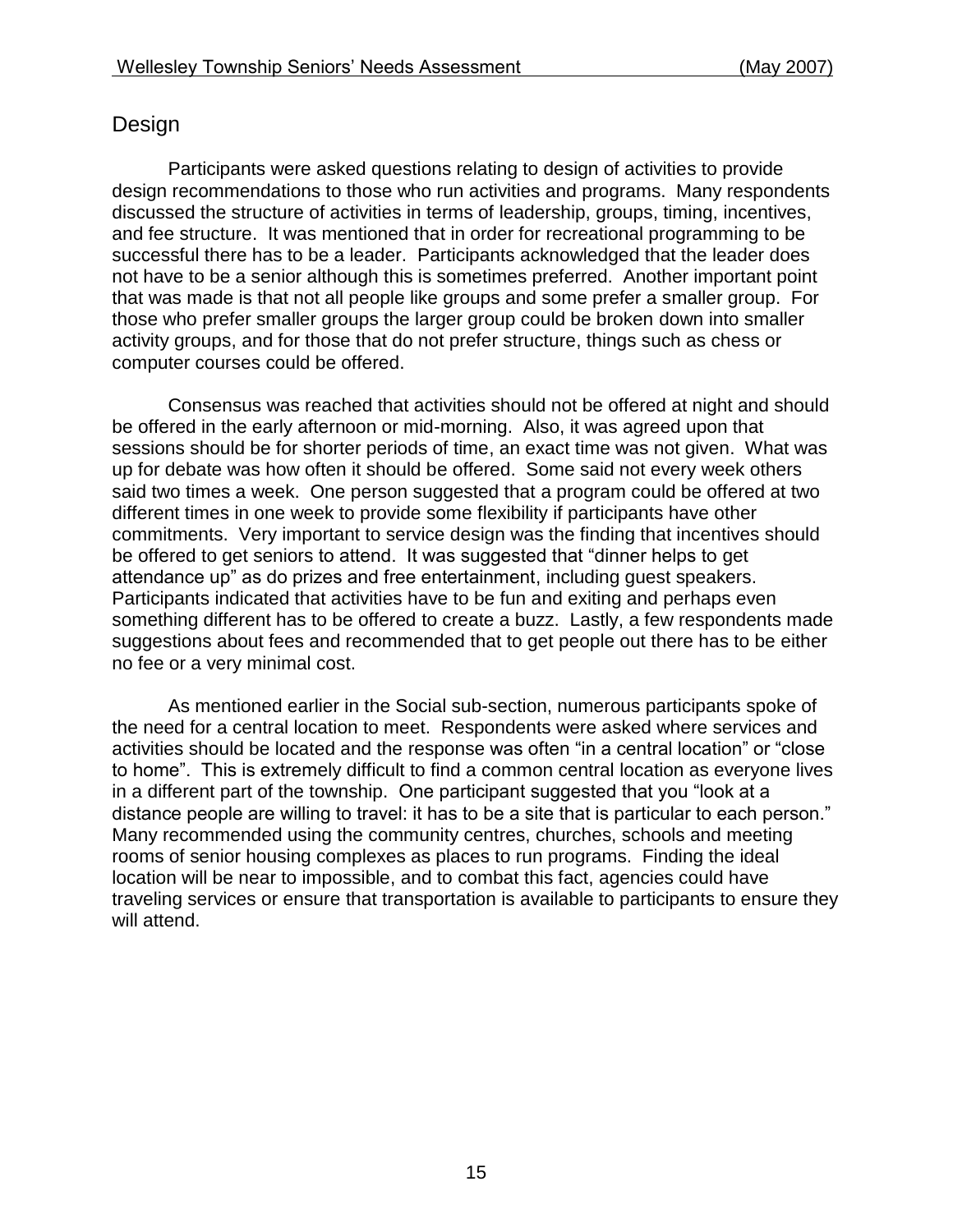## Design

Participants were asked questions relating to design of activities to provide design recommendations to those who run activities and programs. Many respondents discussed the structure of activities in terms of leadership, groups, timing, incentives, and fee structure. It was mentioned that in order for recreational programming to be successful there has to be a leader. Participants acknowledged that the leader does not have to be a senior although this is sometimes preferred. Another important point that was made is that not all people like groups and some prefer a smaller group. For those who prefer smaller groups the larger group could be broken down into smaller activity groups, and for those that do not prefer structure, things such as chess or computer courses could be offered.

Consensus was reached that activities should not be offered at night and should be offered in the early afternoon or mid-morning. Also, it was agreed upon that sessions should be for shorter periods of time, an exact time was not given. What was up for debate was how often it should be offered. Some said not every week others said two times a week. One person suggested that a program could be offered at two different times in one week to provide some flexibility if participants have other commitments. Very important to service design was the finding that incentives should be offered to get seniors to attend. It was suggested that "dinner helps to get attendance up" as do prizes and free entertainment, including guest speakers. Participants indicated that activities have to be fun and exiting and perhaps even something different has to be offered to create a buzz. Lastly, a few respondents made suggestions about fees and recommended that to get people out there has to be either no fee or a very minimal cost.

As mentioned earlier in the Social sub-section, numerous participants spoke of the need for a central location to meet. Respondents were asked where services and activities should be located and the response was often "in a central location" or "close to home". This is extremely difficult to find a common central location as everyone lives in a different part of the township. One participant suggested that you "look at a distance people are willing to travel: it has to be a site that is particular to each person." Many recommended using the community centres, churches, schools and meeting rooms of senior housing complexes as places to run programs. Finding the ideal location will be near to impossible, and to combat this fact, agencies could have traveling services or ensure that transportation is available to participants to ensure they will attend.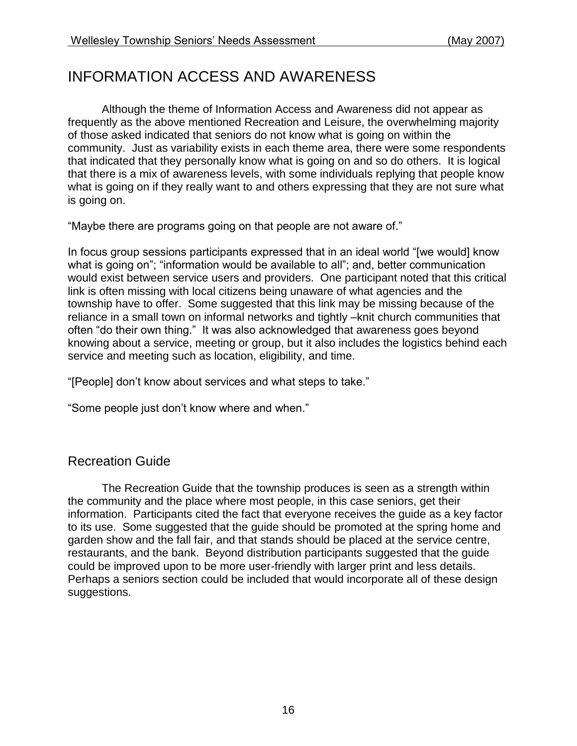# INFORMATION ACCESS AND AWARENESS

Although the theme of Information Access and Awareness did not appear as frequently as the above mentioned Recreation and Leisure, the overwhelming majority of those asked indicated that seniors do not know what is going on within the community. Just as variability exists in each theme area, there were some respondents that indicated that they personally know what is going on and so do others. It is logical that there is a mix of awareness levels, with some individuals replying that people know what is going on if they really want to and others expressing that they are not sure what is going on.

"Maybe there are programs going on that people are not aware of."

In focus group sessions participants expressed that in an ideal world "[we would] know what is going on"; "information would be available to all"; and, better communication would exist between service users and providers. One participant noted that this critical link is often missing with local citizens being unaware of what agencies and the township have to offer. Some suggested that this link may be missing because of the reliance in a small town on informal networks and tightly –knit church communities that often "do their own thing." It was also acknowledged that awareness goes beyond knowing about a service, meeting or group, but it also includes the logistics behind each service and meeting such as location, eligibility, and time.

"[People] don't know about services and what steps to take."

"Some people just don't know where and when."

## Recreation Guide

The Recreation Guide that the township produces is seen as a strength within the community and the place where most people, in this case seniors, get their information. Participants cited the fact that everyone receives the guide as a key factor to its use. Some suggested that the guide should be promoted at the spring home and garden show and the fall fair, and that stands should be placed at the service centre, restaurants, and the bank. Beyond distribution participants suggested that the guide could be improved upon to be more user-friendly with larger print and less details. Perhaps a seniors section could be included that would incorporate all of these design suggestions.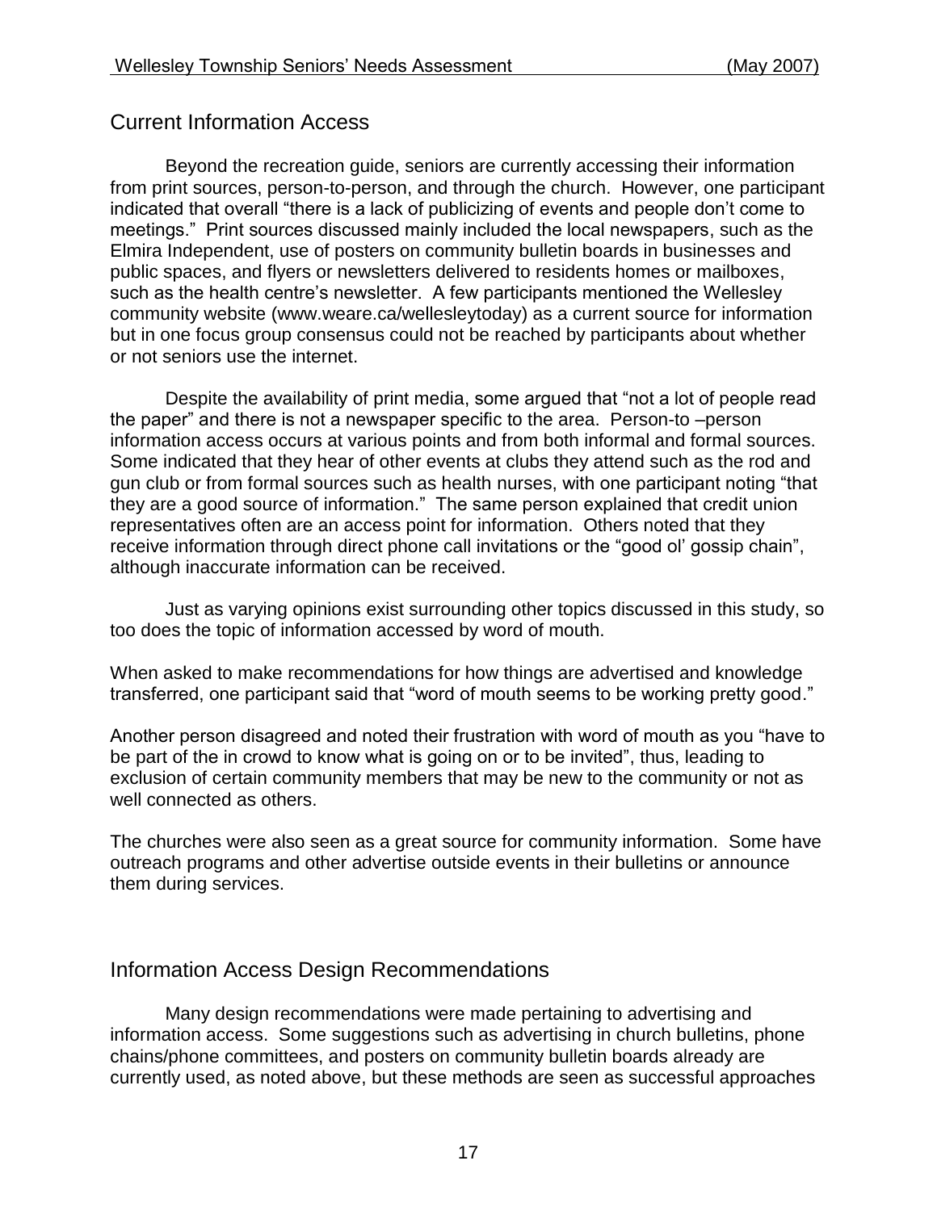## Current Information Access

Beyond the recreation guide, seniors are currently accessing their information from print sources, person-to-person, and through the church. However, one participant indicated that overall "there is a lack of publicizing of events and people don't come to meetings." Print sources discussed mainly included the local newspapers, such as the Elmira Independent, use of posters on community bulletin boards in businesses and public spaces, and flyers or newsletters delivered to residents homes or mailboxes, such as the health centre's newsletter. A few participants mentioned the Wellesley community website (www.weare.ca/wellesleytoday) as a current source for information but in one focus group consensus could not be reached by participants about whether or not seniors use the internet.

Despite the availability of print media, some argued that "not a lot of people read the paper" and there is not a newspaper specific to the area. Person-to –person information access occurs at various points and from both informal and formal sources. Some indicated that they hear of other events at clubs they attend such as the rod and gun club or from formal sources such as health nurses, with one participant noting "that they are a good source of information." The same person explained that credit union representatives often are an access point for information. Others noted that they receive information through direct phone call invitations or the "good ol' gossip chain", although inaccurate information can be received.

Just as varying opinions exist surrounding other topics discussed in this study, so too does the topic of information accessed by word of mouth.

When asked to make recommendations for how things are advertised and knowledge transferred, one participant said that "word of mouth seems to be working pretty good."

Another person disagreed and noted their frustration with word of mouth as you "have to be part of the in crowd to know what is going on or to be invited", thus, leading to exclusion of certain community members that may be new to the community or not as well connected as others.

The churches were also seen as a great source for community information. Some have outreach programs and other advertise outside events in their bulletins or announce them during services.

## Information Access Design Recommendations

Many design recommendations were made pertaining to advertising and information access. Some suggestions such as advertising in church bulletins, phone chains/phone committees, and posters on community bulletin boards already are currently used, as noted above, but these methods are seen as successful approaches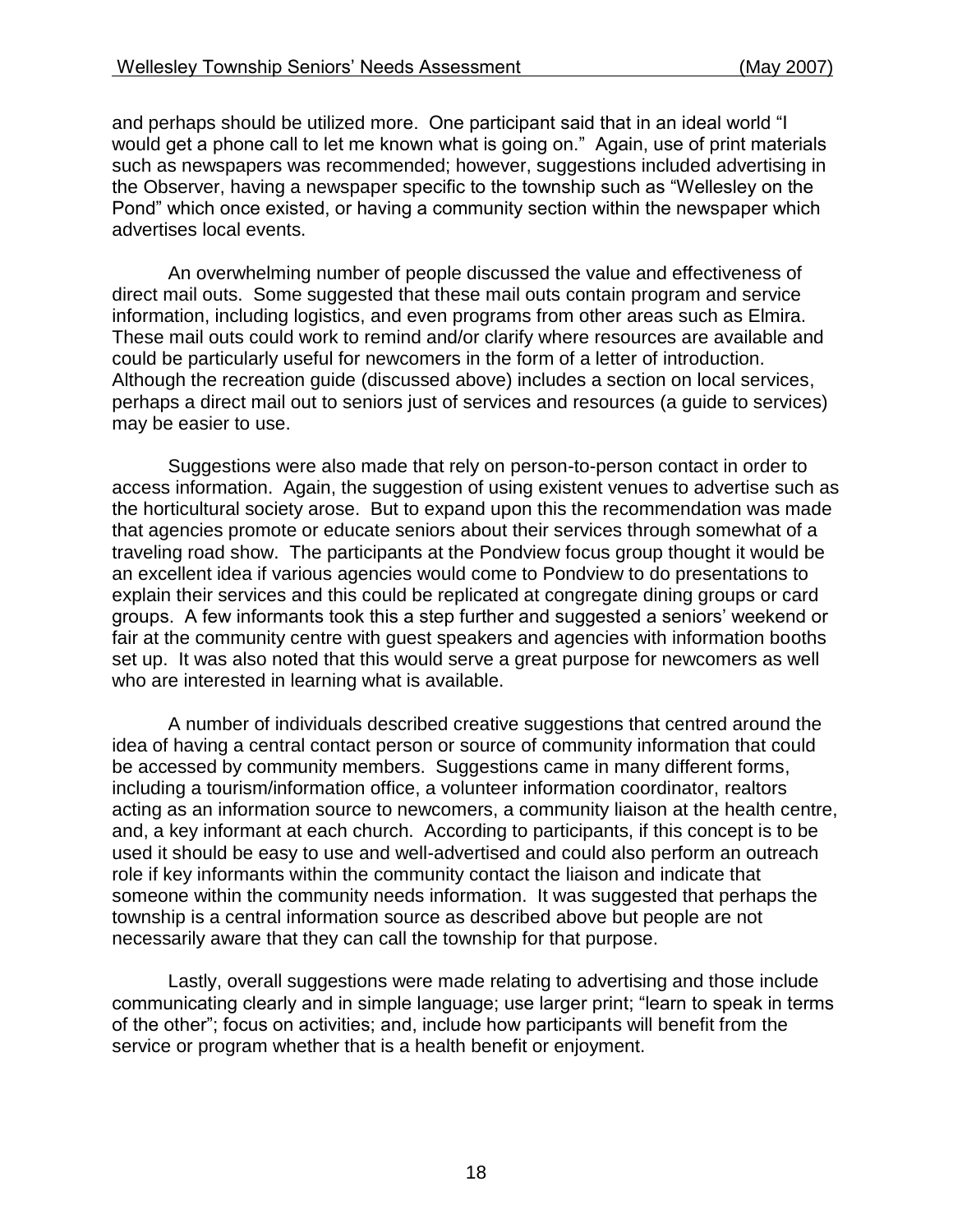and perhaps should be utilized more. One participant said that in an ideal world "I would get a phone call to let me known what is going on." Again, use of print materials such as newspapers was recommended; however, suggestions included advertising in the Observer, having a newspaper specific to the township such as "Wellesley on the Pond" which once existed, or having a community section within the newspaper which advertises local events.

An overwhelming number of people discussed the value and effectiveness of direct mail outs. Some suggested that these mail outs contain program and service information, including logistics, and even programs from other areas such as Elmira. These mail outs could work to remind and/or clarify where resources are available and could be particularly useful for newcomers in the form of a letter of introduction. Although the recreation guide (discussed above) includes a section on local services, perhaps a direct mail out to seniors just of services and resources (a guide to services) may be easier to use.

Suggestions were also made that rely on person-to-person contact in order to access information. Again, the suggestion of using existent venues to advertise such as the horticultural society arose. But to expand upon this the recommendation was made that agencies promote or educate seniors about their services through somewhat of a traveling road show. The participants at the Pondview focus group thought it would be an excellent idea if various agencies would come to Pondview to do presentations to explain their services and this could be replicated at congregate dining groups or card groups. A few informants took this a step further and suggested a seniors' weekend or fair at the community centre with guest speakers and agencies with information booths set up. It was also noted that this would serve a great purpose for newcomers as well who are interested in learning what is available.

A number of individuals described creative suggestions that centred around the idea of having a central contact person or source of community information that could be accessed by community members. Suggestions came in many different forms, including a tourism/information office, a volunteer information coordinator, realtors acting as an information source to newcomers, a community liaison at the health centre, and, a key informant at each church. According to participants, if this concept is to be used it should be easy to use and well-advertised and could also perform an outreach role if key informants within the community contact the liaison and indicate that someone within the community needs information. It was suggested that perhaps the township is a central information source as described above but people are not necessarily aware that they can call the township for that purpose.

Lastly, overall suggestions were made relating to advertising and those include communicating clearly and in simple language; use larger print; "learn to speak in terms of the other"; focus on activities; and, include how participants will benefit from the service or program whether that is a health benefit or enjoyment.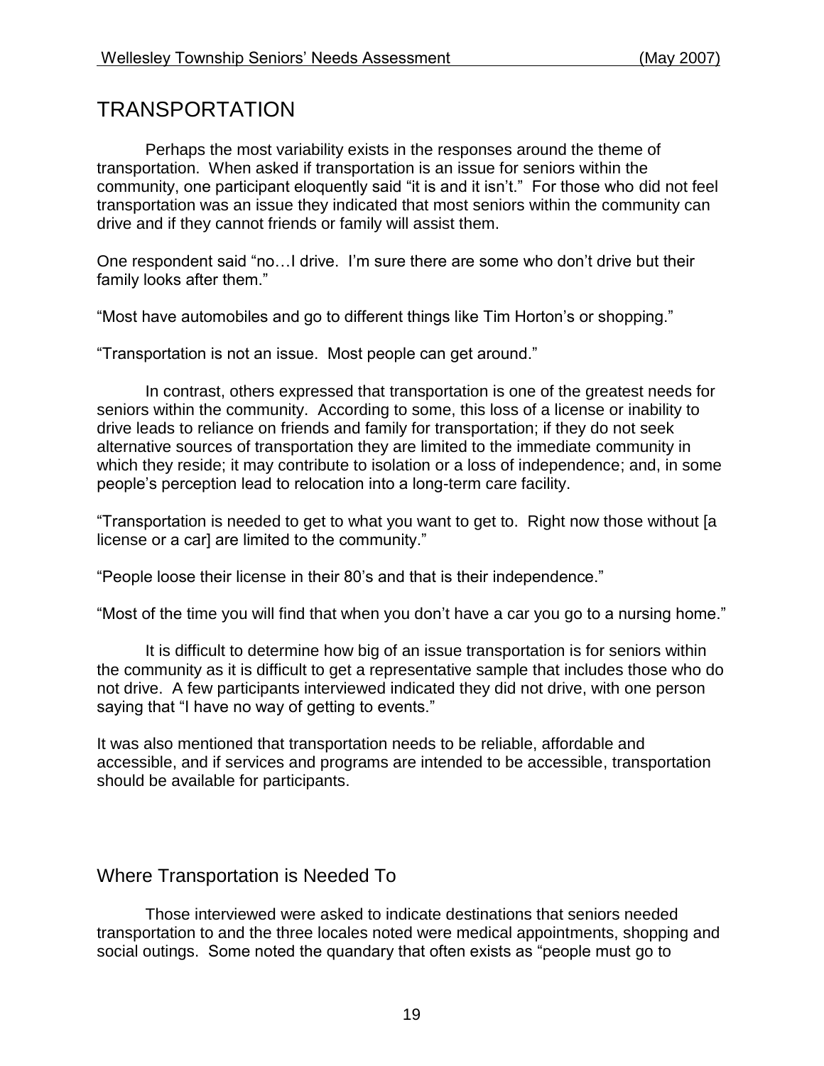# TRANSPORTATION

Perhaps the most variability exists in the responses around the theme of transportation. When asked if transportation is an issue for seniors within the community, one participant eloquently said "it is and it isn't." For those who did not feel transportation was an issue they indicated that most seniors within the community can drive and if they cannot friends or family will assist them.

One respondent said "no…I drive. I'm sure there are some who don't drive but their family looks after them."

"Most have automobiles and go to different things like Tim Horton's or shopping."

"Transportation is not an issue. Most people can get around."

In contrast, others expressed that transportation is one of the greatest needs for seniors within the community. According to some, this loss of a license or inability to drive leads to reliance on friends and family for transportation; if they do not seek alternative sources of transportation they are limited to the immediate community in which they reside; it may contribute to isolation or a loss of independence; and, in some people's perception lead to relocation into a long-term care facility.

"Transportation is needed to get to what you want to get to. Right now those without [a license or a car] are limited to the community."

"People loose their license in their 80's and that is their independence."

"Most of the time you will find that when you don't have a car you go to a nursing home."

It is difficult to determine how big of an issue transportation is for seniors within the community as it is difficult to get a representative sample that includes those who do not drive. A few participants interviewed indicated they did not drive, with one person saying that "I have no way of getting to events."

It was also mentioned that transportation needs to be reliable, affordable and accessible, and if services and programs are intended to be accessible, transportation should be available for participants.

## Where Transportation is Needed To

Those interviewed were asked to indicate destinations that seniors needed transportation to and the three locales noted were medical appointments, shopping and social outings. Some noted the quandary that often exists as "people must go to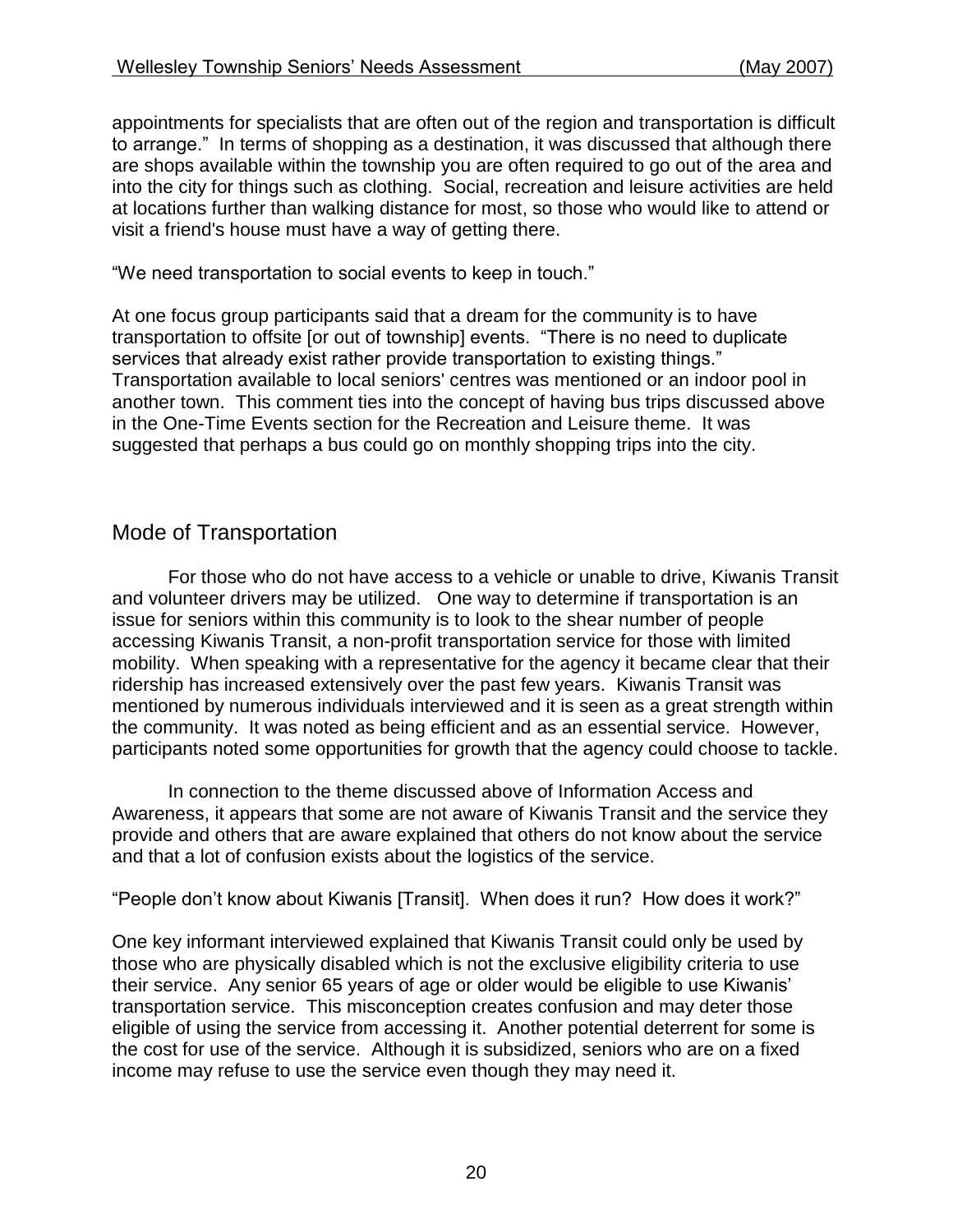appointments for specialists that are often out of the region and transportation is difficult to arrange." In terms of shopping as a destination, it was discussed that although there are shops available within the township you are often required to go out of the area and into the city for things such as clothing. Social, recreation and leisure activities are held at locations further than walking distance for most, so those who would like to attend or visit a friend's house must have a way of getting there.

"We need transportation to social events to keep in touch."

At one focus group participants said that a dream for the community is to have transportation to offsite [or out of township] events. "There is no need to duplicate services that already exist rather provide transportation to existing things." Transportation available to local seniors' centres was mentioned or an indoor pool in another town. This comment ties into the concept of having bus trips discussed above in the One-Time Events section for the Recreation and Leisure theme. It was suggested that perhaps a bus could go on monthly shopping trips into the city.

## Mode of Transportation

For those who do not have access to a vehicle or unable to drive, Kiwanis Transit and volunteer drivers may be utilized. One way to determine if transportation is an issue for seniors within this community is to look to the shear number of people accessing Kiwanis Transit, a non-profit transportation service for those with limited mobility. When speaking with a representative for the agency it became clear that their ridership has increased extensively over the past few years. Kiwanis Transit was mentioned by numerous individuals interviewed and it is seen as a great strength within the community. It was noted as being efficient and as an essential service. However, participants noted some opportunities for growth that the agency could choose to tackle.

In connection to the theme discussed above of Information Access and Awareness, it appears that some are not aware of Kiwanis Transit and the service they provide and others that are aware explained that others do not know about the service and that a lot of confusion exists about the logistics of the service.

"People don't know about Kiwanis [Transit]. When does it run? How does it work?"

One key informant interviewed explained that Kiwanis Transit could only be used by those who are physically disabled which is not the exclusive eligibility criteria to use their service. Any senior 65 years of age or older would be eligible to use Kiwanis' transportation service. This misconception creates confusion and may deter those eligible of using the service from accessing it. Another potential deterrent for some is the cost for use of the service. Although it is subsidized, seniors who are on a fixed income may refuse to use the service even though they may need it.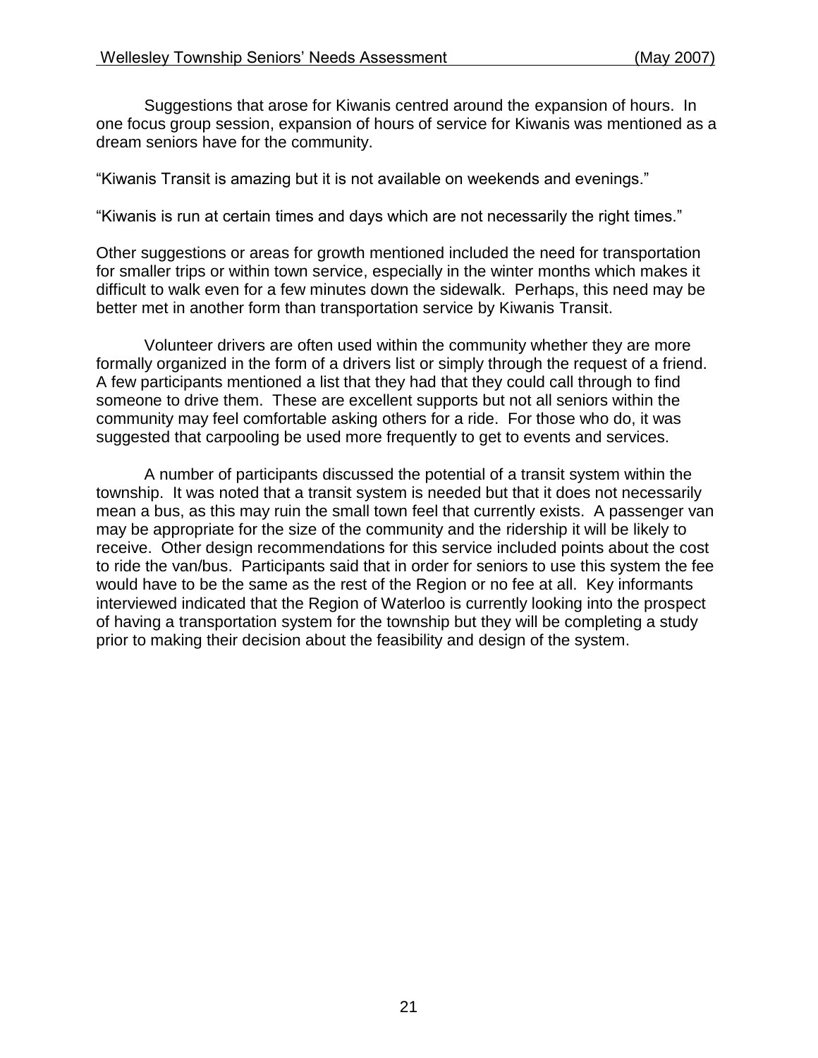Suggestions that arose for Kiwanis centred around the expansion of hours. In one focus group session, expansion of hours of service for Kiwanis was mentioned as a dream seniors have for the community.

"Kiwanis Transit is amazing but it is not available on weekends and evenings."

"Kiwanis is run at certain times and days which are not necessarily the right times."

Other suggestions or areas for growth mentioned included the need for transportation for smaller trips or within town service, especially in the winter months which makes it difficult to walk even for a few minutes down the sidewalk. Perhaps, this need may be better met in another form than transportation service by Kiwanis Transit.

Volunteer drivers are often used within the community whether they are more formally organized in the form of a drivers list or simply through the request of a friend. A few participants mentioned a list that they had that they could call through to find someone to drive them. These are excellent supports but not all seniors within the community may feel comfortable asking others for a ride. For those who do, it was suggested that carpooling be used more frequently to get to events and services.

A number of participants discussed the potential of a transit system within the township. It was noted that a transit system is needed but that it does not necessarily mean a bus, as this may ruin the small town feel that currently exists. A passenger van may be appropriate for the size of the community and the ridership it will be likely to receive. Other design recommendations for this service included points about the cost to ride the van/bus. Participants said that in order for seniors to use this system the fee would have to be the same as the rest of the Region or no fee at all. Key informants interviewed indicated that the Region of Waterloo is currently looking into the prospect of having a transportation system for the township but they will be completing a study prior to making their decision about the feasibility and design of the system.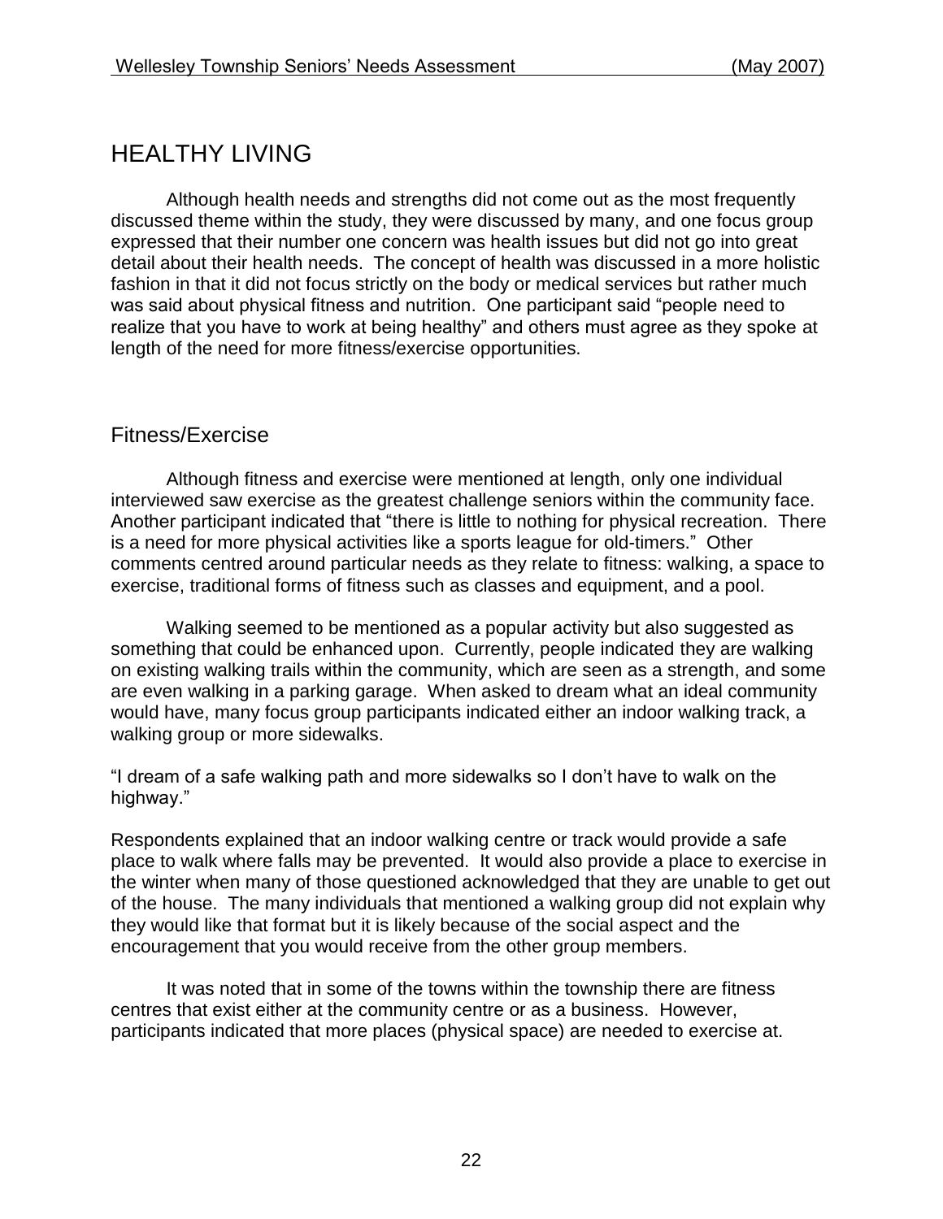# HEALTHY LIVING

Although health needs and strengths did not come out as the most frequently discussed theme within the study, they were discussed by many, and one focus group expressed that their number one concern was health issues but did not go into great detail about their health needs. The concept of health was discussed in a more holistic fashion in that it did not focus strictly on the body or medical services but rather much was said about physical fitness and nutrition. One participant said "people need to realize that you have to work at being healthy" and others must agree as they spoke at length of the need for more fitness/exercise opportunities.

## Fitness/Exercise

Although fitness and exercise were mentioned at length, only one individual interviewed saw exercise as the greatest challenge seniors within the community face. Another participant indicated that "there is little to nothing for physical recreation. There is a need for more physical activities like a sports league for old-timers." Other comments centred around particular needs as they relate to fitness: walking, a space to exercise, traditional forms of fitness such as classes and equipment, and a pool.

Walking seemed to be mentioned as a popular activity but also suggested as something that could be enhanced upon. Currently, people indicated they are walking on existing walking trails within the community, which are seen as a strength, and some are even walking in a parking garage. When asked to dream what an ideal community would have, many focus group participants indicated either an indoor walking track, a walking group or more sidewalks.

"I dream of a safe walking path and more sidewalks so I don't have to walk on the highway."

Respondents explained that an indoor walking centre or track would provide a safe place to walk where falls may be prevented. It would also provide a place to exercise in the winter when many of those questioned acknowledged that they are unable to get out of the house. The many individuals that mentioned a walking group did not explain why they would like that format but it is likely because of the social aspect and the encouragement that you would receive from the other group members.

It was noted that in some of the towns within the township there are fitness centres that exist either at the community centre or as a business. However, participants indicated that more places (physical space) are needed to exercise at.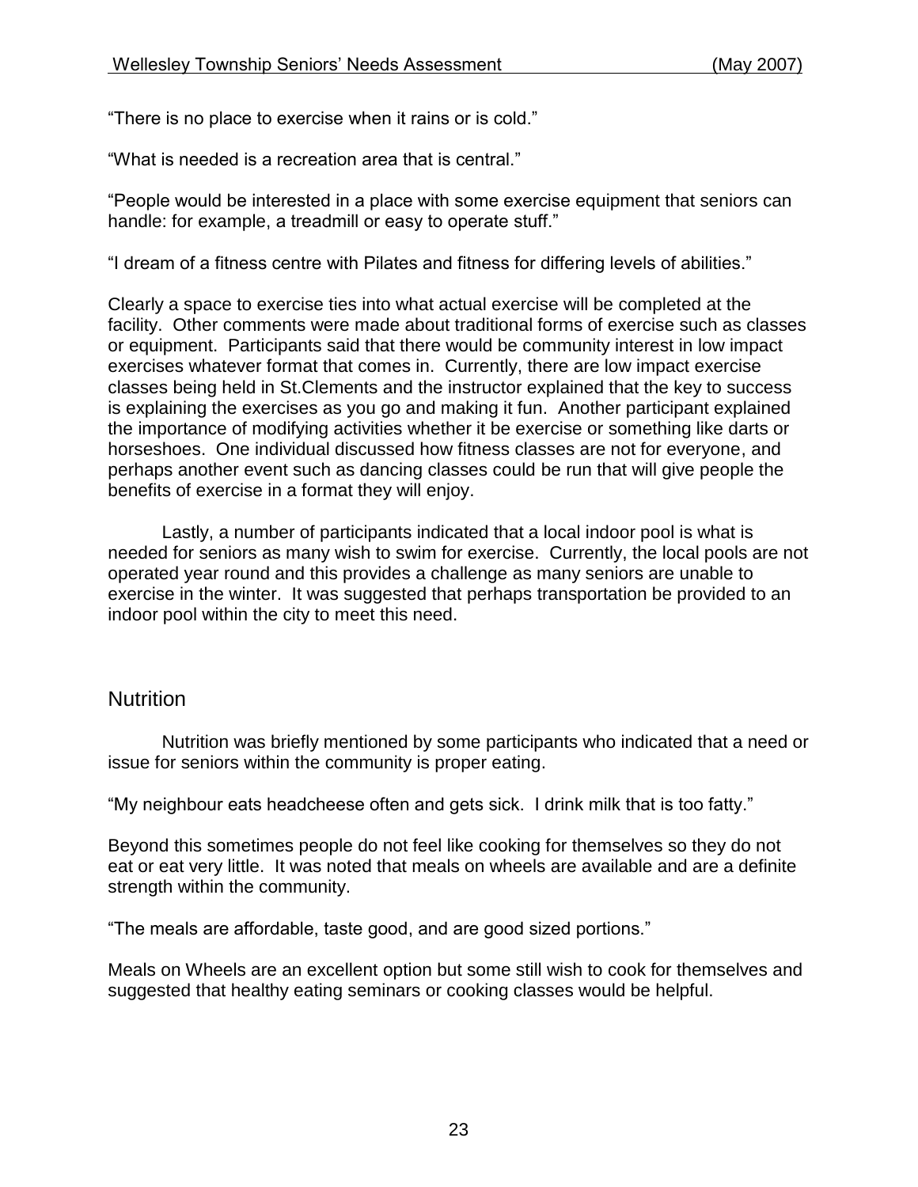"There is no place to exercise when it rains or is cold."

"What is needed is a recreation area that is central."

"People would be interested in a place with some exercise equipment that seniors can handle: for example, a treadmill or easy to operate stuff."

"I dream of a fitness centre with Pilates and fitness for differing levels of abilities."

Clearly a space to exercise ties into what actual exercise will be completed at the facility. Other comments were made about traditional forms of exercise such as classes or equipment. Participants said that there would be community interest in low impact exercises whatever format that comes in. Currently, there are low impact exercise classes being held in St.Clements and the instructor explained that the key to success is explaining the exercises as you go and making it fun. Another participant explained the importance of modifying activities whether it be exercise or something like darts or horseshoes. One individual discussed how fitness classes are not for everyone, and perhaps another event such as dancing classes could be run that will give people the benefits of exercise in a format they will enjoy.

Lastly, a number of participants indicated that a local indoor pool is what is needed for seniors as many wish to swim for exercise. Currently, the local pools are not operated year round and this provides a challenge as many seniors are unable to exercise in the winter. It was suggested that perhaps transportation be provided to an indoor pool within the city to meet this need.

## Nutrition

Nutrition was briefly mentioned by some participants who indicated that a need or issue for seniors within the community is proper eating.

"My neighbour eats headcheese often and gets sick. I drink milk that is too fatty."

Beyond this sometimes people do not feel like cooking for themselves so they do not eat or eat very little. It was noted that meals on wheels are available and are a definite strength within the community.

"The meals are affordable, taste good, and are good sized portions."

Meals on Wheels are an excellent option but some still wish to cook for themselves and suggested that healthy eating seminars or cooking classes would be helpful.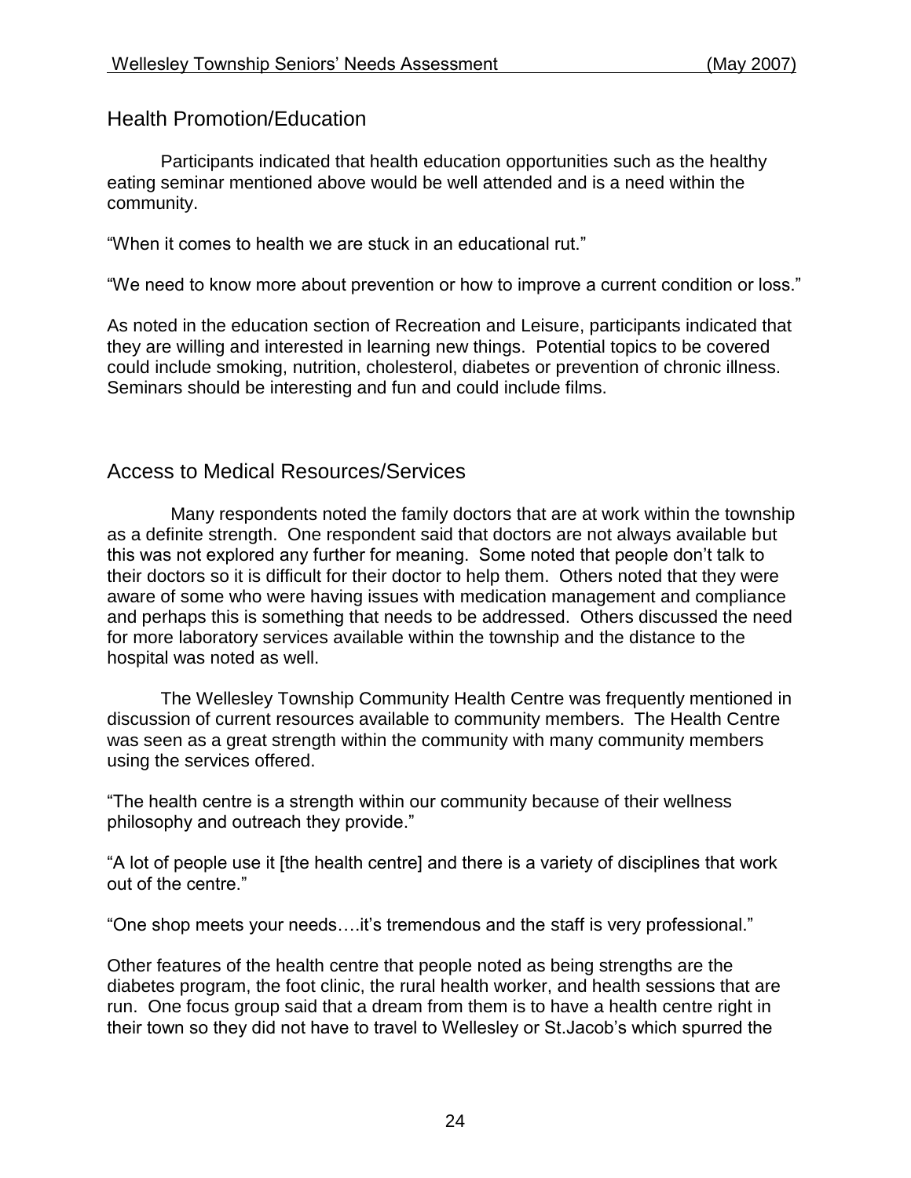## Health Promotion/Education

Participants indicated that health education opportunities such as the healthy eating seminar mentioned above would be well attended and is a need within the community.

"When it comes to health we are stuck in an educational rut."

"We need to know more about prevention or how to improve a current condition or loss."

As noted in the education section of Recreation and Leisure, participants indicated that they are willing and interested in learning new things. Potential topics to be covered could include smoking, nutrition, cholesterol, diabetes or prevention of chronic illness. Seminars should be interesting and fun and could include films.

## Access to Medical Resources/Services

Many respondents noted the family doctors that are at work within the township as a definite strength. One respondent said that doctors are not always available but this was not explored any further for meaning. Some noted that people don't talk to their doctors so it is difficult for their doctor to help them. Others noted that they were aware of some who were having issues with medication management and compliance and perhaps this is something that needs to be addressed. Others discussed the need for more laboratory services available within the township and the distance to the hospital was noted as well.

The Wellesley Township Community Health Centre was frequently mentioned in discussion of current resources available to community members. The Health Centre was seen as a great strength within the community with many community members using the services offered.

"The health centre is a strength within our community because of their wellness philosophy and outreach they provide."

"A lot of people use it [the health centre] and there is a variety of disciplines that work out of the centre."

"One shop meets your needs….it's tremendous and the staff is very professional."

Other features of the health centre that people noted as being strengths are the diabetes program, the foot clinic, the rural health worker, and health sessions that are run. One focus group said that a dream from them is to have a health centre right in their town so they did not have to travel to Wellesley or St.Jacob's which spurred the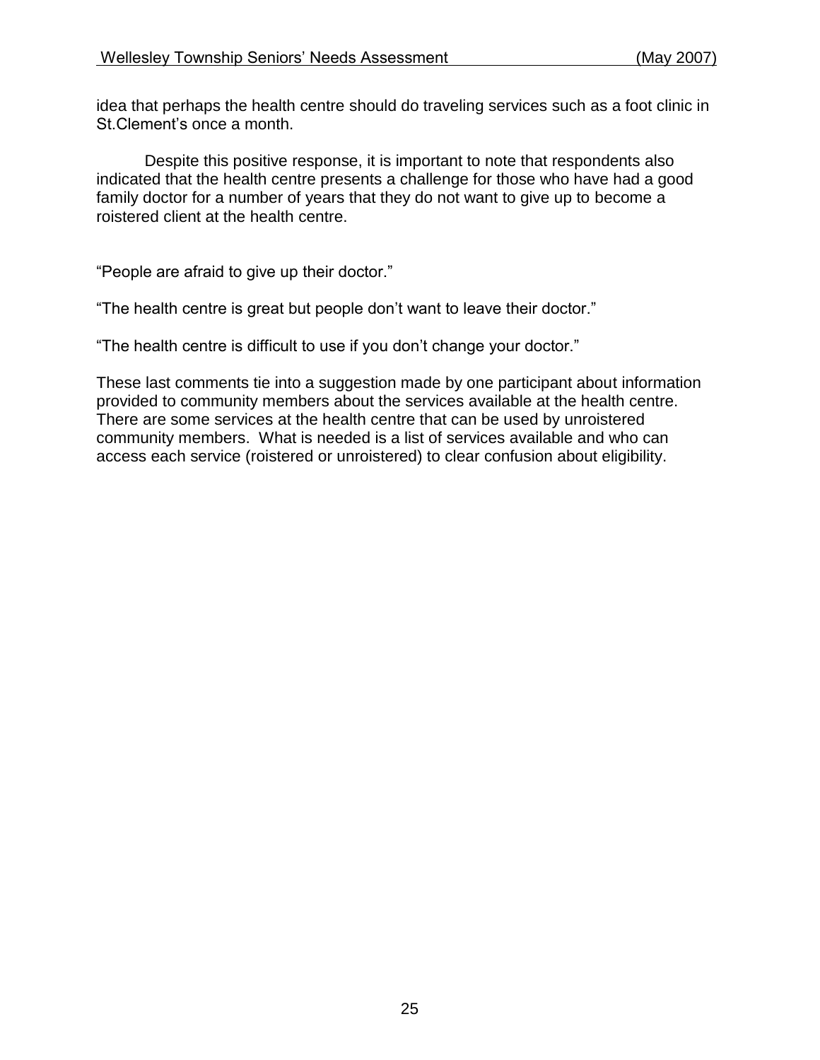idea that perhaps the health centre should do traveling services such as a foot clinic in St.Clement's once a month.

Despite this positive response, it is important to note that respondents also indicated that the health centre presents a challenge for those who have had a good family doctor for a number of years that they do not want to give up to become a roistered client at the health centre.

"People are afraid to give up their doctor."

"The health centre is great but people don't want to leave their doctor."

"The health centre is difficult to use if you don't change your doctor."

These last comments tie into a suggestion made by one participant about information provided to community members about the services available at the health centre. There are some services at the health centre that can be used by unroistered community members. What is needed is a list of services available and who can access each service (roistered or unroistered) to clear confusion about eligibility.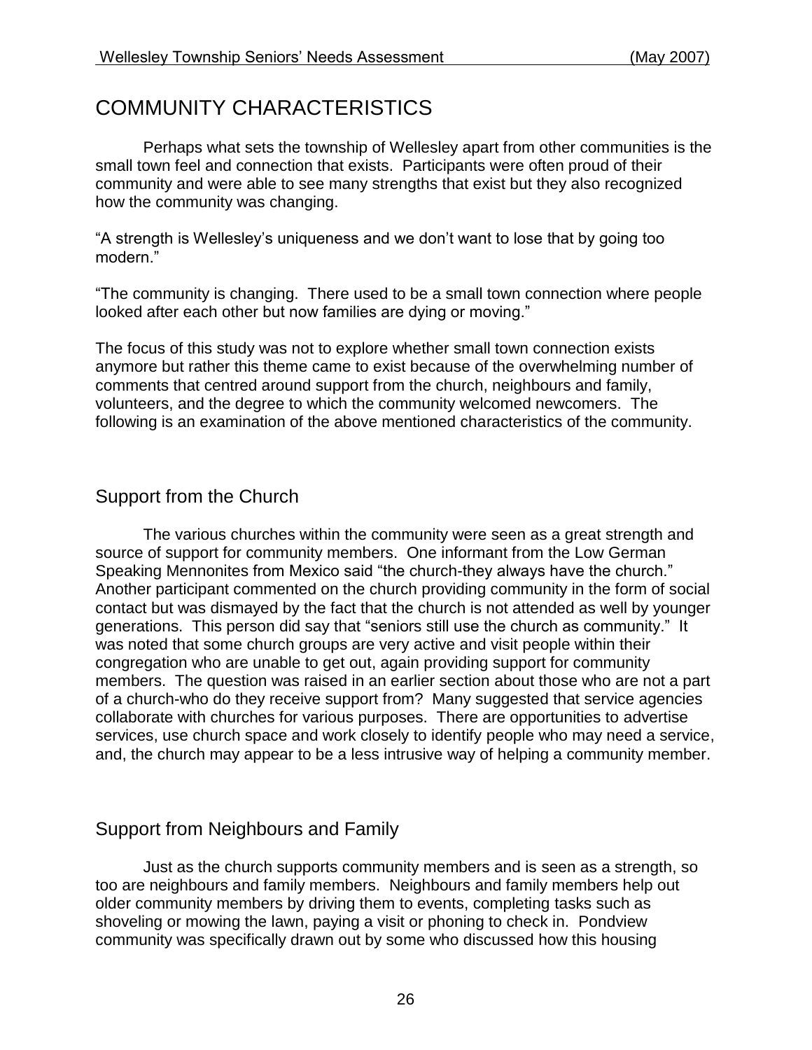# COMMUNITY CHARACTERISTICS

Perhaps what sets the township of Wellesley apart from other communities is the small town feel and connection that exists. Participants were often proud of their community and were able to see many strengths that exist but they also recognized how the community was changing.

"A strength is Wellesley's uniqueness and we don't want to lose that by going too modern."

"The community is changing. There used to be a small town connection where people looked after each other but now families are dying or moving."

The focus of this study was not to explore whether small town connection exists anymore but rather this theme came to exist because of the overwhelming number of comments that centred around support from the church, neighbours and family, volunteers, and the degree to which the community welcomed newcomers. The following is an examination of the above mentioned characteristics of the community.

## Support from the Church

The various churches within the community were seen as a great strength and source of support for community members. One informant from the Low German Speaking Mennonites from Mexico said "the church-they always have the church." Another participant commented on the church providing community in the form of social contact but was dismayed by the fact that the church is not attended as well by younger generations. This person did say that "seniors still use the church as community." It was noted that some church groups are very active and visit people within their congregation who are unable to get out, again providing support for community members. The question was raised in an earlier section about those who are not a part of a church-who do they receive support from? Many suggested that service agencies collaborate with churches for various purposes. There are opportunities to advertise services, use church space and work closely to identify people who may need a service, and, the church may appear to be a less intrusive way of helping a community member.

## Support from Neighbours and Family

Just as the church supports community members and is seen as a strength, so too are neighbours and family members. Neighbours and family members help out older community members by driving them to events, completing tasks such as shoveling or mowing the lawn, paying a visit or phoning to check in. Pondview community was specifically drawn out by some who discussed how this housing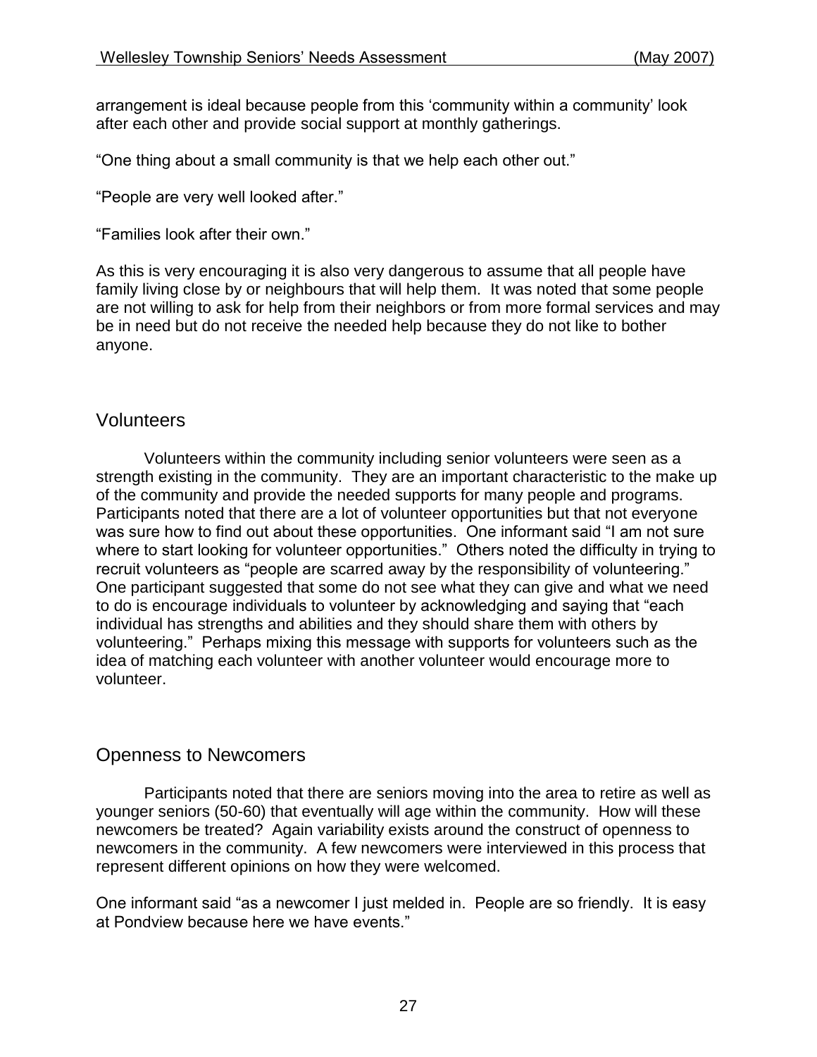arrangement is ideal because people from this 'community within a community' look after each other and provide social support at monthly gatherings.

"One thing about a small community is that we help each other out."

"People are very well looked after."

"Families look after their own."

As this is very encouraging it is also very dangerous to assume that all people have family living close by or neighbours that will help them. It was noted that some people are not willing to ask for help from their neighbors or from more formal services and may be in need but do not receive the needed help because they do not like to bother anyone.

## Volunteers

Volunteers within the community including senior volunteers were seen as a strength existing in the community. They are an important characteristic to the make up of the community and provide the needed supports for many people and programs. Participants noted that there are a lot of volunteer opportunities but that not everyone was sure how to find out about these opportunities. One informant said "I am not sure where to start looking for volunteer opportunities." Others noted the difficulty in trying to recruit volunteers as "people are scarred away by the responsibility of volunteering." One participant suggested that some do not see what they can give and what we need to do is encourage individuals to volunteer by acknowledging and saying that "each individual has strengths and abilities and they should share them with others by volunteering." Perhaps mixing this message with supports for volunteers such as the idea of matching each volunteer with another volunteer would encourage more to volunteer.

## Openness to Newcomers

Participants noted that there are seniors moving into the area to retire as well as younger seniors (50-60) that eventually will age within the community. How will these newcomers be treated? Again variability exists around the construct of openness to newcomers in the community. A few newcomers were interviewed in this process that represent different opinions on how they were welcomed.

One informant said "as a newcomer I just melded in. People are so friendly. It is easy at Pondview because here we have events."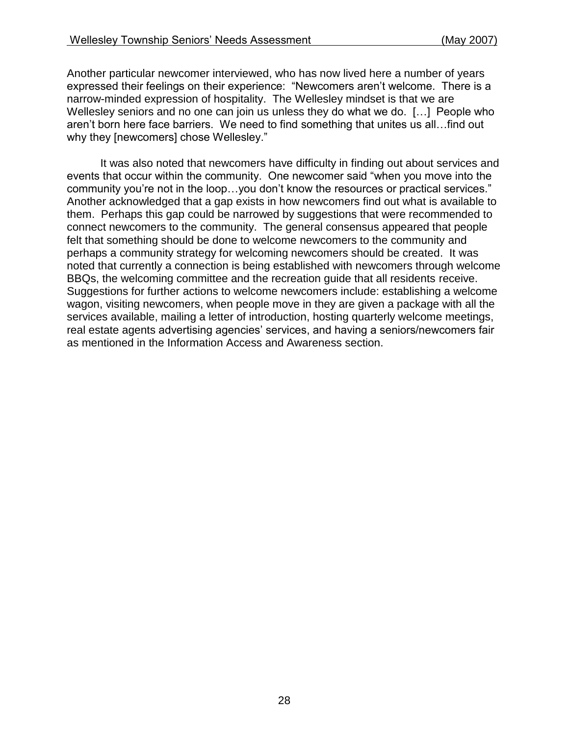Another particular newcomer interviewed, who has now lived here a number of years expressed their feelings on their experience: "Newcomers aren't welcome. There is a narrow-minded expression of hospitality. The Wellesley mindset is that we are Wellesley seniors and no one can join us unless they do what we do. […] People who aren't born here face barriers. We need to find something that unites us all…find out why they [newcomers] chose Wellesley."

It was also noted that newcomers have difficulty in finding out about services and events that occur within the community. One newcomer said "when you move into the community you're not in the loop…you don't know the resources or practical services." Another acknowledged that a gap exists in how newcomers find out what is available to them. Perhaps this gap could be narrowed by suggestions that were recommended to connect newcomers to the community. The general consensus appeared that people felt that something should be done to welcome newcomers to the community and perhaps a community strategy for welcoming newcomers should be created. It was noted that currently a connection is being established with newcomers through welcome BBQs, the welcoming committee and the recreation guide that all residents receive. Suggestions for further actions to welcome newcomers include: establishing a welcome wagon, visiting newcomers, when people move in they are given a package with all the services available, mailing a letter of introduction, hosting quarterly welcome meetings, real estate agents advertising agencies' services, and having a seniors/newcomers fair as mentioned in the Information Access and Awareness section.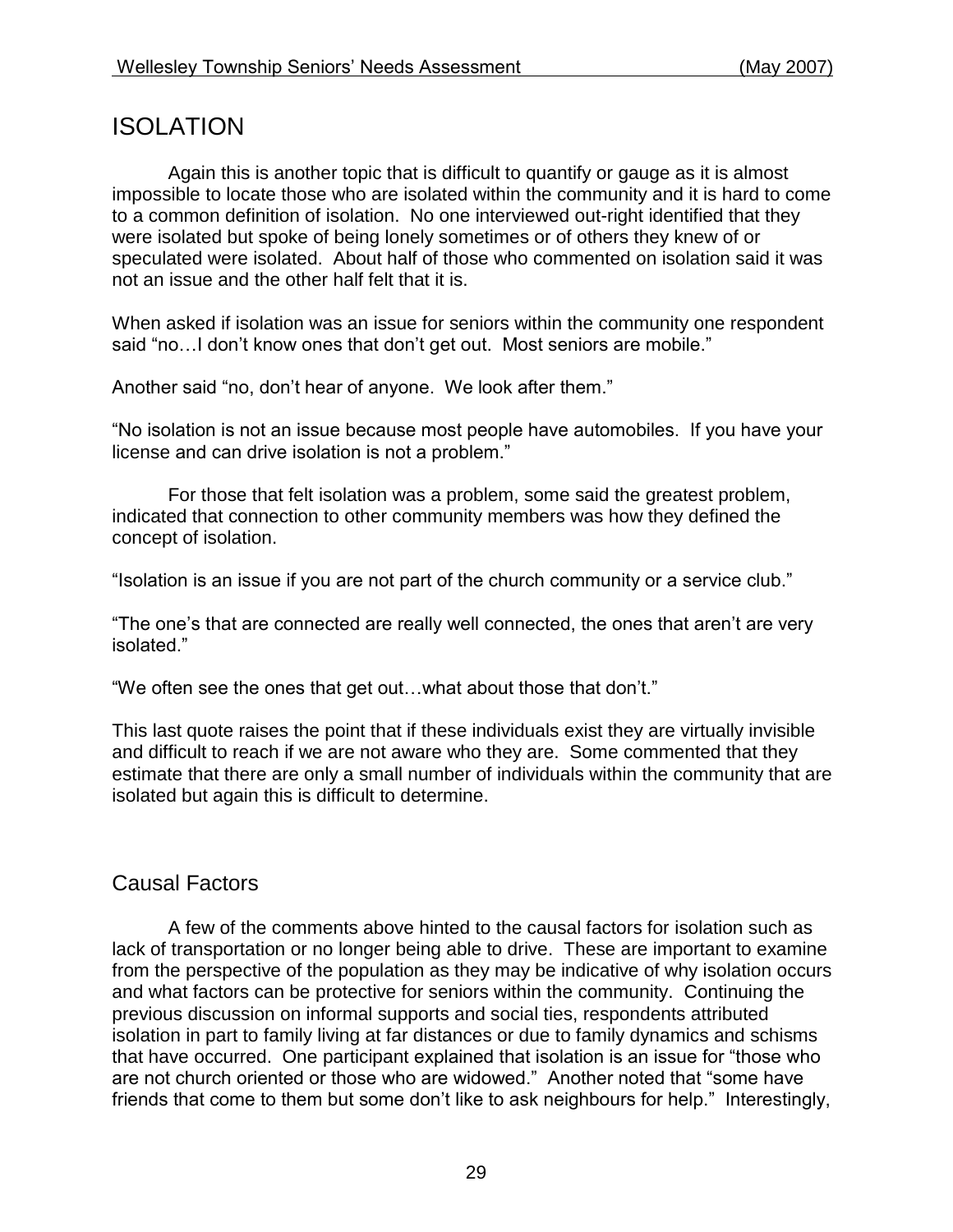# ISOLATION

Again this is another topic that is difficult to quantify or gauge as it is almost impossible to locate those who are isolated within the community and it is hard to come to a common definition of isolation. No one interviewed out-right identified that they were isolated but spoke of being lonely sometimes or of others they knew of or speculated were isolated. About half of those who commented on isolation said it was not an issue and the other half felt that it is.

When asked if isolation was an issue for seniors within the community one respondent said "no…I don't know ones that don't get out. Most seniors are mobile."

Another said "no, don't hear of anyone. We look after them."

"No isolation is not an issue because most people have automobiles. If you have your license and can drive isolation is not a problem."

For those that felt isolation was a problem, some said the greatest problem, indicated that connection to other community members was how they defined the concept of isolation.

"Isolation is an issue if you are not part of the church community or a service club."

"The one's that are connected are really well connected, the ones that aren't are very isolated."

"We often see the ones that get out…what about those that don't."

This last quote raises the point that if these individuals exist they are virtually invisible and difficult to reach if we are not aware who they are. Some commented that they estimate that there are only a small number of individuals within the community that are isolated but again this is difficult to determine.

## Causal Factors

A few of the comments above hinted to the causal factors for isolation such as lack of transportation or no longer being able to drive. These are important to examine from the perspective of the population as they may be indicative of why isolation occurs and what factors can be protective for seniors within the community. Continuing the previous discussion on informal supports and social ties, respondents attributed isolation in part to family living at far distances or due to family dynamics and schisms that have occurred. One participant explained that isolation is an issue for "those who are not church oriented or those who are widowed." Another noted that "some have friends that come to them but some don't like to ask neighbours for help." Interestingly,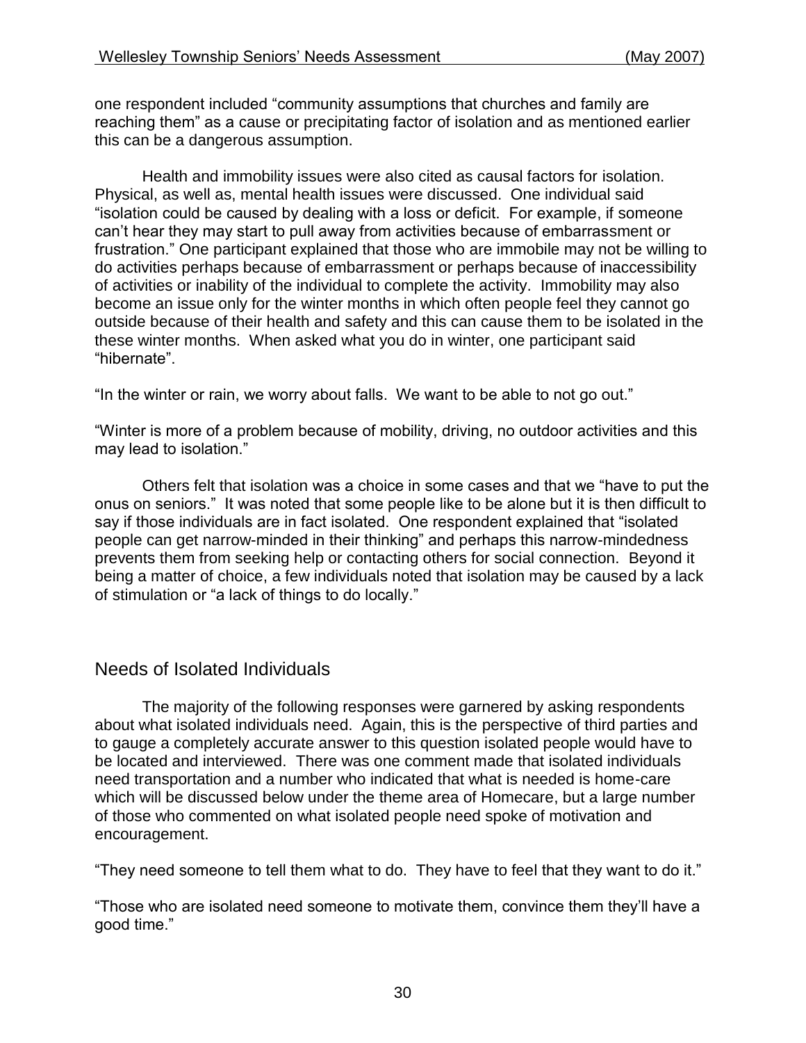one respondent included "community assumptions that churches and family are reaching them" as a cause or precipitating factor of isolation and as mentioned earlier this can be a dangerous assumption.

Health and immobility issues were also cited as causal factors for isolation. Physical, as well as, mental health issues were discussed. One individual said "isolation could be caused by dealing with a loss or deficit. For example, if someone can't hear they may start to pull away from activities because of embarrassment or frustration." One participant explained that those who are immobile may not be willing to do activities perhaps because of embarrassment or perhaps because of inaccessibility of activities or inability of the individual to complete the activity. Immobility may also become an issue only for the winter months in which often people feel they cannot go outside because of their health and safety and this can cause them to be isolated in the these winter months. When asked what you do in winter, one participant said "hibernate".

"In the winter or rain, we worry about falls. We want to be able to not go out."

"Winter is more of a problem because of mobility, driving, no outdoor activities and this may lead to isolation."

Others felt that isolation was a choice in some cases and that we "have to put the onus on seniors." It was noted that some people like to be alone but it is then difficult to say if those individuals are in fact isolated. One respondent explained that "isolated people can get narrow-minded in their thinking" and perhaps this narrow-mindedness prevents them from seeking help or contacting others for social connection. Beyond it being a matter of choice, a few individuals noted that isolation may be caused by a lack of stimulation or "a lack of things to do locally."

## Needs of Isolated Individuals

The majority of the following responses were garnered by asking respondents about what isolated individuals need. Again, this is the perspective of third parties and to gauge a completely accurate answer to this question isolated people would have to be located and interviewed. There was one comment made that isolated individuals need transportation and a number who indicated that what is needed is home-care which will be discussed below under the theme area of Homecare, but a large number of those who commented on what isolated people need spoke of motivation and encouragement.

"They need someone to tell them what to do. They have to feel that they want to do it."

"Those who are isolated need someone to motivate them, convince them they'll have a good time."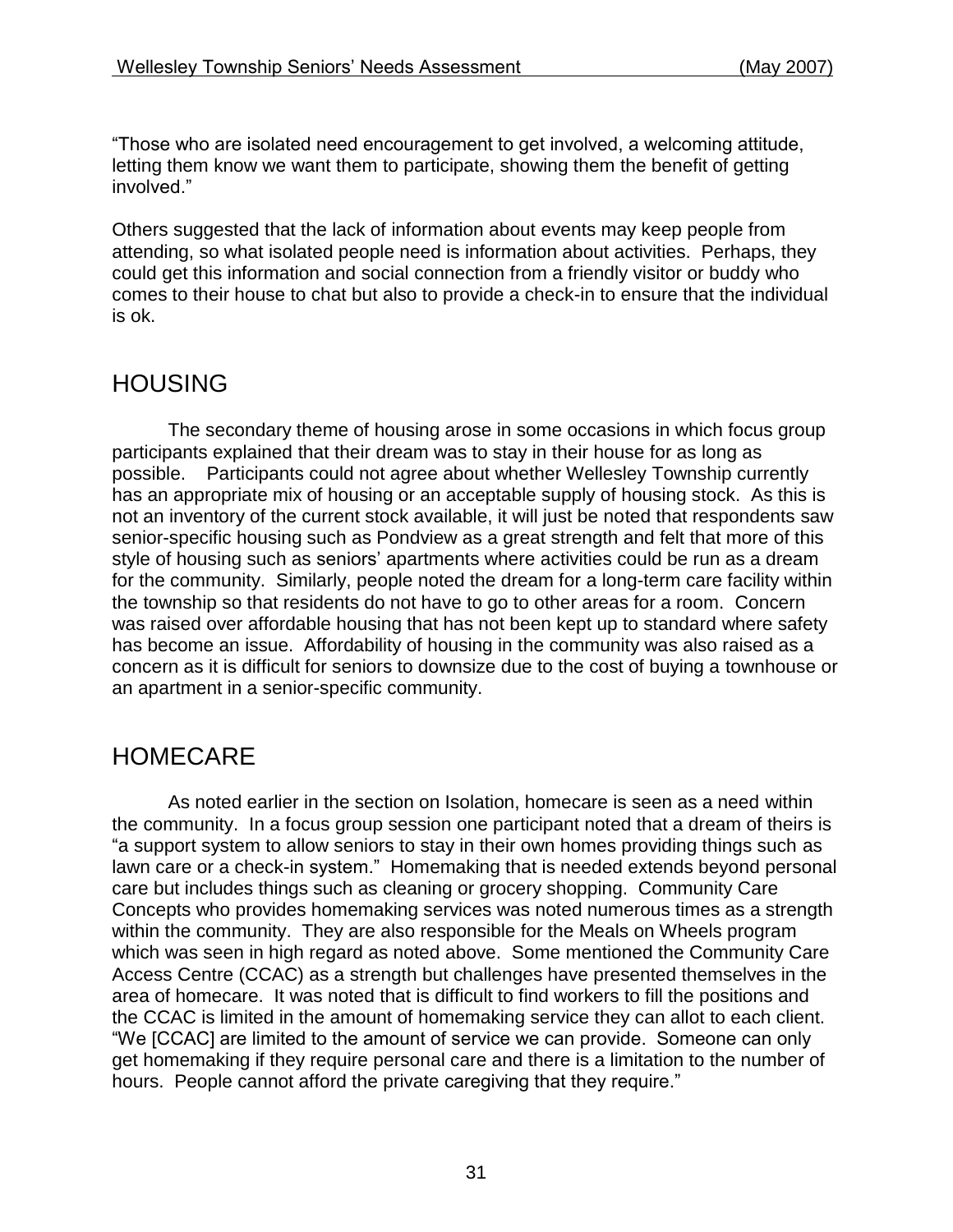"Those who are isolated need encouragement to get involved, a welcoming attitude, letting them know we want them to participate, showing them the benefit of getting involved."

Others suggested that the lack of information about events may keep people from attending, so what isolated people need is information about activities. Perhaps, they could get this information and social connection from a friendly visitor or buddy who comes to their house to chat but also to provide a check-in to ensure that the individual is ok.

## HOUSING

The secondary theme of housing arose in some occasions in which focus group participants explained that their dream was to stay in their house for as long as possible. Participants could not agree about whether Wellesley Township currently has an appropriate mix of housing or an acceptable supply of housing stock. As this is not an inventory of the current stock available, it will just be noted that respondents saw senior-specific housing such as Pondview as a great strength and felt that more of this style of housing such as seniors' apartments where activities could be run as a dream for the community. Similarly, people noted the dream for a long-term care facility within the township so that residents do not have to go to other areas for a room. Concern was raised over affordable housing that has not been kept up to standard where safety has become an issue. Affordability of housing in the community was also raised as a concern as it is difficult for seniors to downsize due to the cost of buying a townhouse or an apartment in a senior-specific community.

## HOMECARE

As noted earlier in the section on Isolation, homecare is seen as a need within the community. In a focus group session one participant noted that a dream of theirs is "a support system to allow seniors to stay in their own homes providing things such as lawn care or a check-in system." Homemaking that is needed extends beyond personal care but includes things such as cleaning or grocery shopping. Community Care Concepts who provides homemaking services was noted numerous times as a strength within the community. They are also responsible for the Meals on Wheels program which was seen in high regard as noted above. Some mentioned the Community Care Access Centre (CCAC) as a strength but challenges have presented themselves in the area of homecare. It was noted that is difficult to find workers to fill the positions and the CCAC is limited in the amount of homemaking service they can allot to each client. "We [CCAC] are limited to the amount of service we can provide. Someone can only get homemaking if they require personal care and there is a limitation to the number of hours. People cannot afford the private caregiving that they require."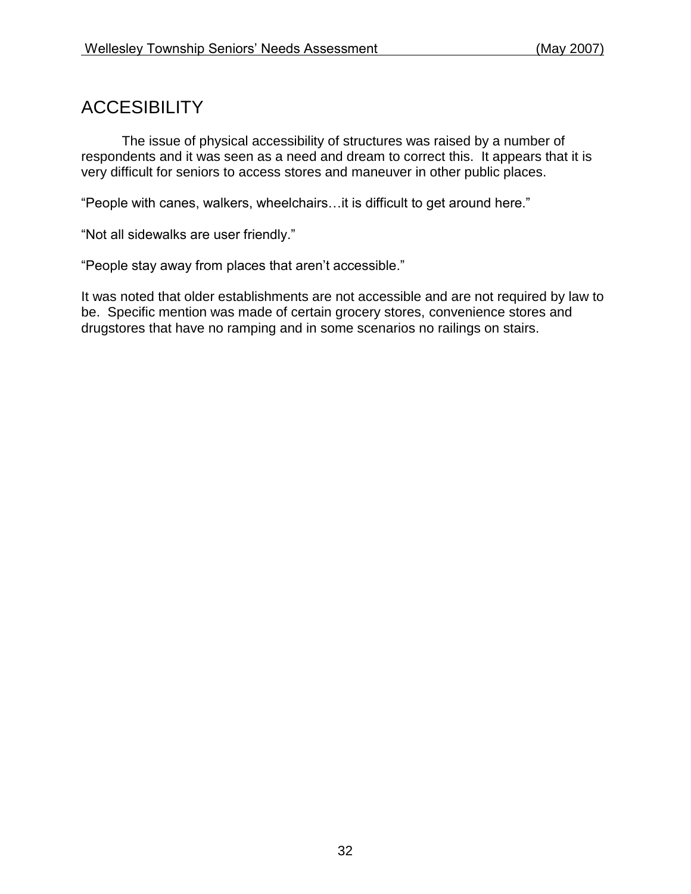## ACCESIBILITY

The issue of physical accessibility of structures was raised by a number of respondents and it was seen as a need and dream to correct this. It appears that it is very difficult for seniors to access stores and maneuver in other public places.

"People with canes, walkers, wheelchairs…it is difficult to get around here."

"Not all sidewalks are user friendly."

"People stay away from places that aren't accessible."

It was noted that older establishments are not accessible and are not required by law to be. Specific mention was made of certain grocery stores, convenience stores and drugstores that have no ramping and in some scenarios no railings on stairs.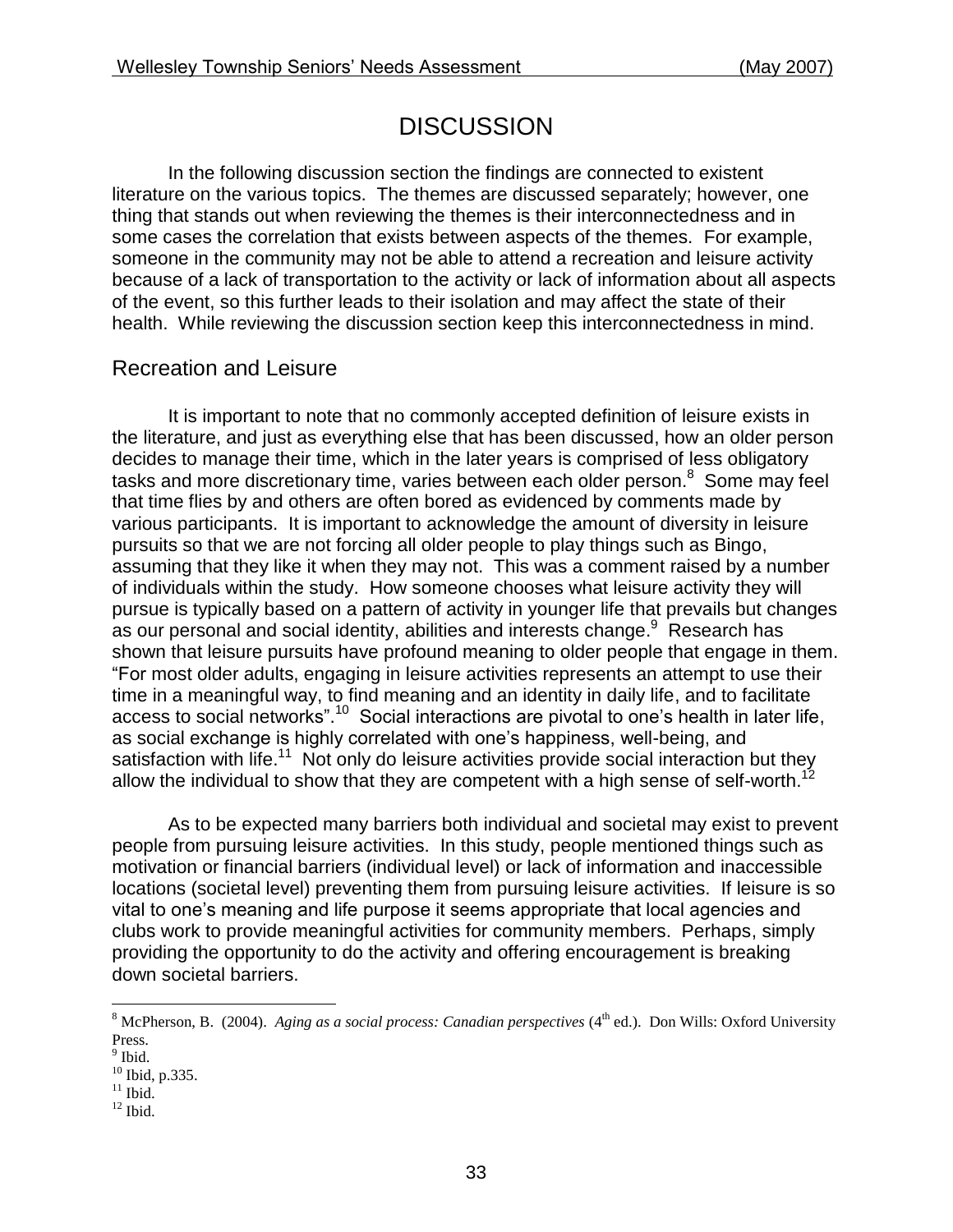# DISCUSSION

In the following discussion section the findings are connected to existent literature on the various topics. The themes are discussed separately; however, one thing that stands out when reviewing the themes is their interconnectedness and in some cases the correlation that exists between aspects of the themes. For example, someone in the community may not be able to attend a recreation and leisure activity because of a lack of transportation to the activity or lack of information about all aspects of the event, so this further leads to their isolation and may affect the state of their health. While reviewing the discussion section keep this interconnectedness in mind.

## Recreation and Leisure

It is important to note that no commonly accepted definition of leisure exists in the literature, and just as everything else that has been discussed, how an older person decides to manage their time, which in the later years is comprised of less obligatory tasks and more discretionary time, varies between each older person.[8] Some may feel that time flies by and others are often bored as evidenced by comments made by various participants. It is important to acknowledge the amount of diversity in leisure pursuits so that we are not forcing all older people to play things such as Bingo, assuming that they like it when they may not. This was a comment raised by a number of individuals within the study. How someone chooses what leisure activity they will pursue is typically based on a pattern of activity in younger life that prevails but changes as our personal and social identity, abilities and interests change.[9] Research has shown that leisure pursuits have profound meaning to older people that engage in them. "For most older adults, engaging in leisure activities represents an attempt to use their time in a meaningful way, to find meaning and an identity in daily life, and to facilitate access to social networks".[10] Social interactions are pivotal to one's health in later life, as social exchange is highly correlated with one's happiness, well-being, and satisfaction with life.[11] Not only do leisure activities provide social interaction but they allow the individual to show that they are competent with a high sense of self-worth.[12]

As to be expected many barriers both individual and societal may exist to prevent people from pursuing leisure activities. In this study, people mentioned things such as motivation or financial barriers (individual level) or lack of information and inaccessible locations (societal level) preventing them from pursuing leisure activities. If leisure is so vital to one's meaning and life purpose it seems appropriate that local agencies and clubs work to provide meaningful activities for community members. Perhaps, simply providing the opportunity to do the activity and offering encouragement is breaking down societal barriers.

---

[8] McPherson, B. (2004). *Aging as a social process: Canadian perspectives* (4th ed.). Don Wills: Oxford University Press.
[9] Ibid.
[10] Ibid, p.335.
[11] Ibid.
[12] Ibid.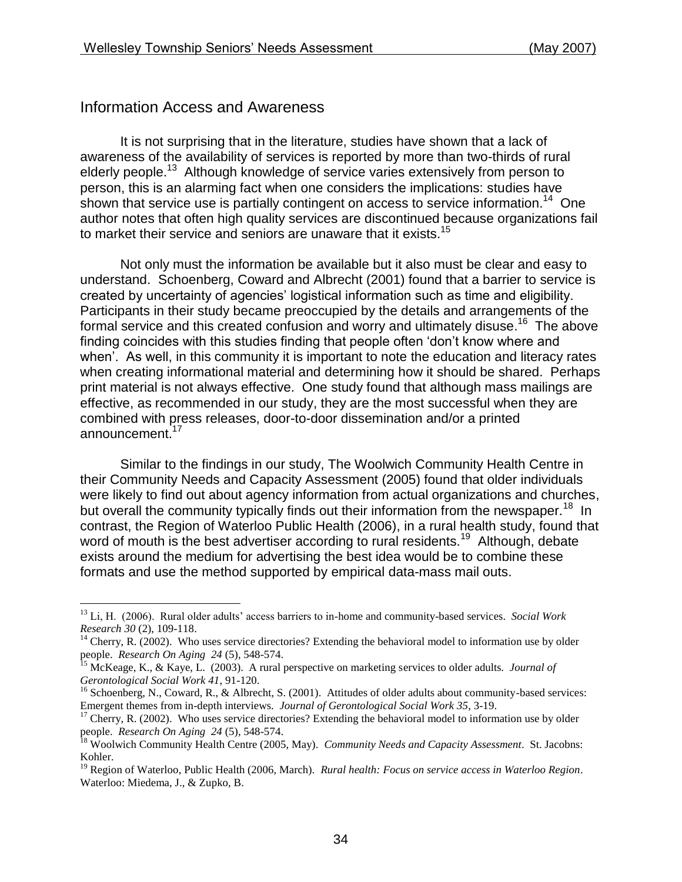## Information Access and Awareness

It is not surprising that in the literature, studies have shown that a lack of awareness of the availability of services is reported by more than two-thirds of rural elderly people.[13] Although knowledge of service varies extensively from person to person, this is an alarming fact when one considers the implications: studies have shown that service use is partially contingent on access to service information.[14] One author notes that often high quality services are discontinued because organizations fail to market their service and seniors are unaware that it exists.[15]

Not only must the information be available but it also must be clear and easy to understand. Schoenberg, Coward and Albrecht (2001) found that a barrier to service is created by uncertainty of agencies' logistical information such as time and eligibility. Participants in their study became preoccupied by the details and arrangements of the formal service and this created confusion and worry and ultimately disuse.[16] The above finding coincides with this studies finding that people often 'don't know where and when'. As well, in this community it is important to note the education and literacy rates when creating informational material and determining how it should be shared. Perhaps print material is not always effective. One study found that although mass mailings are effective, as recommended in our study, they are the most successful when they are combined with press releases, door-to-door dissemination and/or a printed announcement.[17]

Similar to the findings in our study, The Woolwich Community Health Centre in their Community Needs and Capacity Assessment (2005) found that older individuals were likely to find out about agency information from actual organizations and churches, but overall the community typically finds out their information from the newspaper.[18] In contrast, the Region of Waterloo Public Health (2006), in a rural health study, found that word of mouth is the best advertiser according to rural residents.[19] Although, debate exists around the medium for advertising the best idea would be to combine these formats and use the method supported by empirical data-mass mail outs.

---

[13] Li, H. (2006). Rural older adults' access barriers to in-home and community-based services. *Social Work Research 30* (2), 109-118.

[14] Cherry, R. (2002). Who uses service directories? Extending the behavioral model to information use by older people. *Research On Aging 24* (5), 548-574.

[15] McKeage, K., & Kaye, L. (2003). A rural perspective on marketing services to older adults. *Journal of Gerontological Social Work 41*, 91-120.

[16] Schoenberg, N., Coward, R., & Albrecht, S. (2001). Attitudes of older adults about community-based services: Emergent themes from in-depth interviews. *Journal of Gerontological Social Work 35*, 3-19.

[17] Cherry, R. (2002). Who uses service directories? Extending the behavioral model to information use by older people. *Research On Aging 24* (5), 548-574.

[18] Woolwich Community Health Centre (2005, May). *Community Needs and Capacity Assessment*. St. Jacobns: Kohler.

[19] Region of Waterloo, Public Health (2006, March). *Rural health: Focus on service access in Waterloo Region*. Waterloo: Miedema, J., & Zupko, B.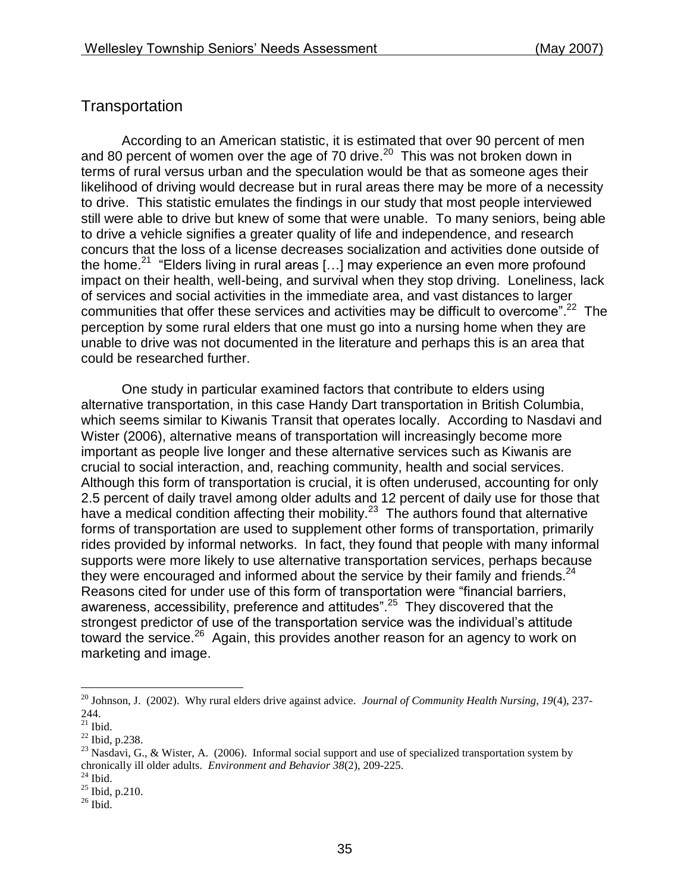## Transportation

According to an American statistic, it is estimated that over 90 percent of men and 80 percent of women over the age of 70 drive.[20] This was not broken down in terms of rural versus urban and the speculation would be that as someone ages their likelihood of driving would decrease but in rural areas there may be more of a necessity to drive. This statistic emulates the findings in our study that most people interviewed still were able to drive but knew of some that were unable. To many seniors, being able to drive a vehicle signifies a greater quality of life and independence, and research concurs that the loss of a license decreases socialization and activities done outside of the home.[21] "Elders living in rural areas […] may experience an even more profound impact on their health, well-being, and survival when they stop driving. Loneliness, lack of services and social activities in the immediate area, and vast distances to larger communities that offer these services and activities may be difficult to overcome".[22] The perception by some rural elders that one must go into a nursing home when they are unable to drive was not documented in the literature and perhaps this is an area that could be researched further.

One study in particular examined factors that contribute to elders using alternative transportation, in this case Handy Dart transportation in British Columbia, which seems similar to Kiwanis Transit that operates locally. According to Nasdavi and Wister (2006), alternative means of transportation will increasingly become more important as people live longer and these alternative services such as Kiwanis are crucial to social interaction, and, reaching community, health and social services. Although this form of transportation is crucial, it is often underused, accounting for only 2.5 percent of daily travel among older adults and 12 percent of daily use for those that have a medical condition affecting their mobility.[23] The authors found that alternative forms of transportation are used to supplement other forms of transportation, primarily rides provided by informal networks. In fact, they found that people with many informal supports were more likely to use alternative transportation services, perhaps because they were encouraged and informed about the service by their family and friends.[24] Reasons cited for under use of this form of transportation were "financial barriers, awareness, accessibility, preference and attitudes".[25] They discovered that the strongest predictor of use of the transportation service was the individual's attitude toward the service.[26] Again, this provides another reason for an agency to work on marketing and image.

---

[20] Johnson, J. (2002). Why rural elders drive against advice. *Journal of Community Health Nursing, 19*(4), 237-244.

[21] Ibid.

[22] Ibid, p.238.

[23] Nasdavi, G., & Wister, A. (2006). Informal social support and use of specialized transportation system by chronically ill older adults. *Environment and Behavior 38*(2), 209-225.

[24] Ibid.

[25] Ibid, p.210.

[26] Ibid.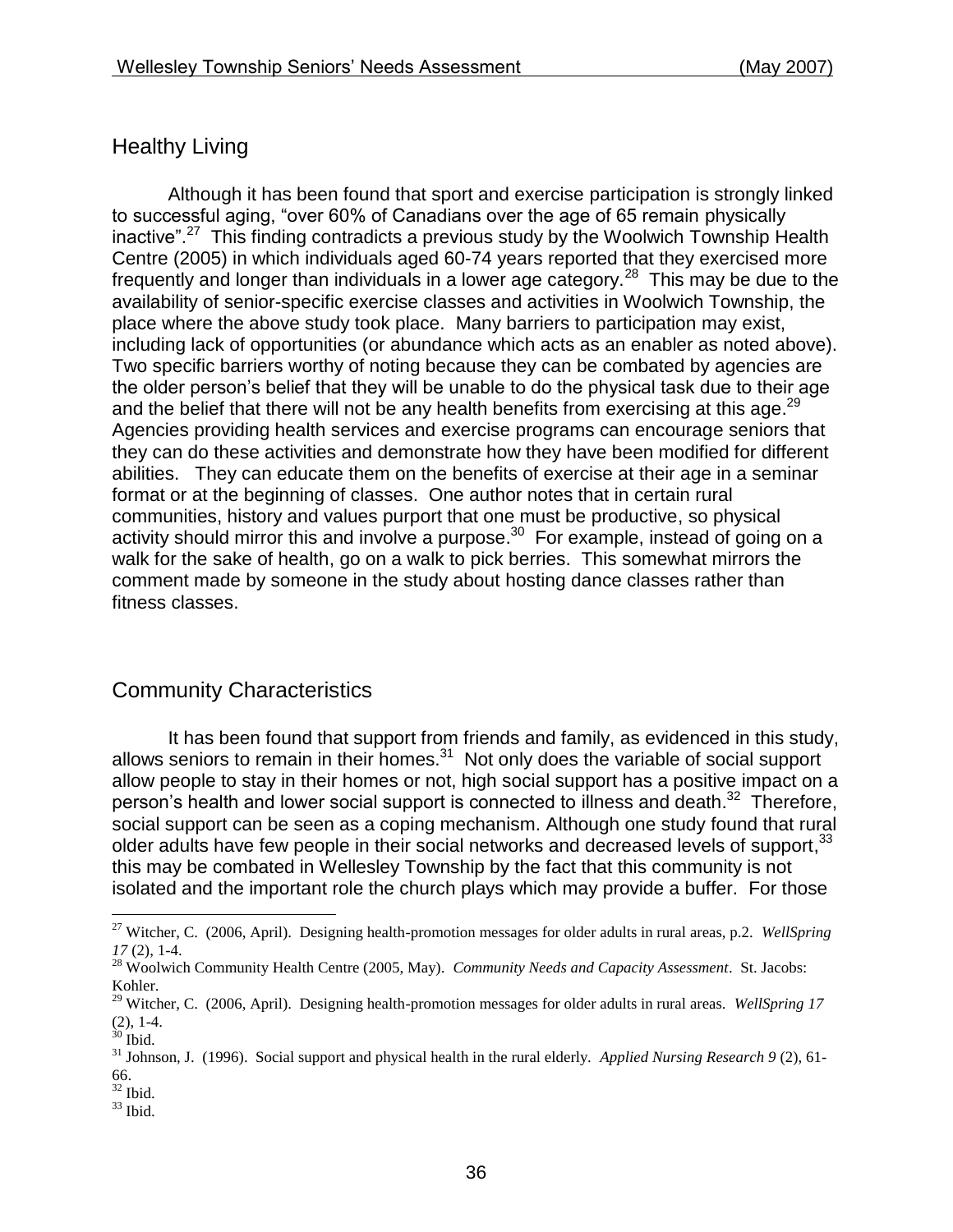## Healthy Living

Although it has been found that sport and exercise participation is strongly linked to successful aging, "over 60% of Canadians over the age of 65 remain physically inactive".[27] This finding contradicts a previous study by the Woolwich Township Health Centre (2005) in which individuals aged 60-74 years reported that they exercised more frequently and longer than individuals in a lower age category.[28] This may be due to the availability of senior-specific exercise classes and activities in Woolwich Township, the place where the above study took place. Many barriers to participation may exist, including lack of opportunities (or abundance which acts as an enabler as noted above). Two specific barriers worthy of noting because they can be combated by agencies are the older person's belief that they will be unable to do the physical task due to their age and the belief that there will not be any health benefits from exercising at this age.[29] Agencies providing health services and exercise programs can encourage seniors that they can do these activities and demonstrate how they have been modified for different abilities. They can educate them on the benefits of exercise at their age in a seminar format or at the beginning of classes. One author notes that in certain rural communities, history and values purport that one must be productive, so physical activity should mirror this and involve a purpose.[30] For example, instead of going on a walk for the sake of health, go on a walk to pick berries. This somewhat mirrors the comment made by someone in the study about hosting dance classes rather than fitness classes.

## Community Characteristics

It has been found that support from friends and family, as evidenced in this study, allows seniors to remain in their homes.[31] Not only does the variable of social support allow people to stay in their homes or not, high social support has a positive impact on a person's health and lower social support is connected to illness and death.[32] Therefore, social support can be seen as a coping mechanism. Although one study found that rural older adults have few people in their social networks and decreased levels of support,[33] this may be combated in Wellesley Township by the fact that this community is not isolated and the important role the church plays which may provide a buffer. For those

---

[27] Witcher, C. (2006, April). Designing health-promotion messages for older adults in rural areas, p.2. *WellSpring 17* (2), 1-4.

[28] Woolwich Community Health Centre (2005, May). *Community Needs and Capacity Assessment*. St. Jacobs: Kohler.

[29] Witcher, C. (2006, April). Designing health-promotion messages for older adults in rural areas. *WellSpring 17* (2), 1-4.

[30] Ibid.

[31] Johnson, J. (1996). Social support and physical health in the rural elderly. *Applied Nursing Research 9* (2), 61-66.

[32] Ibid.

[33] Ibid.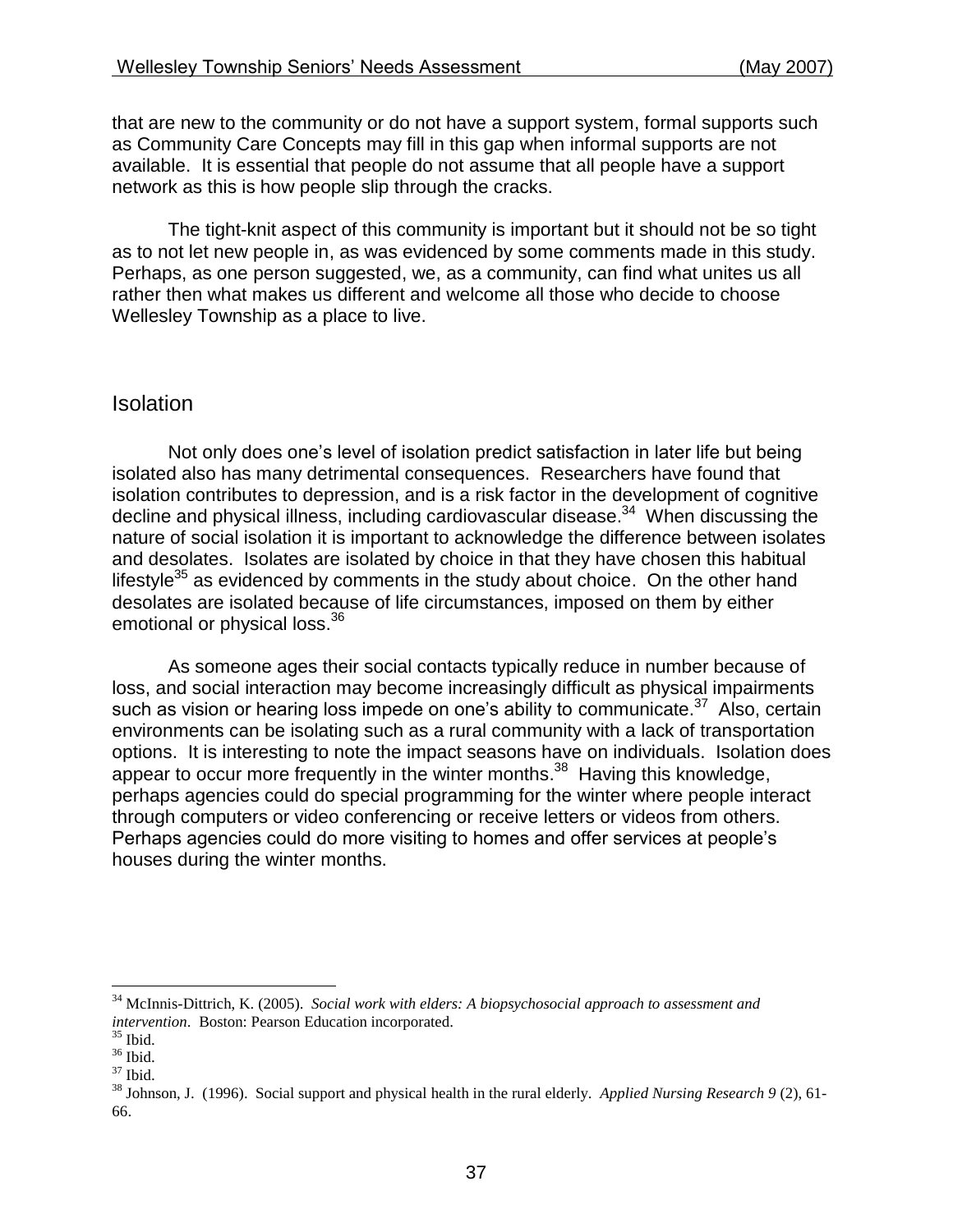that are new to the community or do not have a support system, formal supports such as Community Care Concepts may fill in this gap when informal supports are not available. It is essential that people do not assume that all people have a support network as this is how people slip through the cracks.

The tight-knit aspect of this community is important but it should not be so tight as to not let new people in, as was evidenced by some comments made in this study. Perhaps, as one person suggested, we, as a community, can find what unites us all rather then what makes us different and welcome all those who decide to choose Wellesley Township as a place to live.

## Isolation

Not only does one's level of isolation predict satisfaction in later life but being isolated also has many detrimental consequences. Researchers have found that isolation contributes to depression, and is a risk factor in the development of cognitive decline and physical illness, including cardiovascular disease.[34] When discussing the nature of social isolation it is important to acknowledge the difference between isolates and desolates. Isolates are isolated by choice in that they have chosen this habitual lifestyle[35] as evidenced by comments in the study about choice. On the other hand desolates are isolated because of life circumstances, imposed on them by either emotional or physical loss.[36]

As someone ages their social contacts typically reduce in number because of loss, and social interaction may become increasingly difficult as physical impairments such as vision or hearing loss impede on one's ability to communicate.[37] Also, certain environments can be isolating such as a rural community with a lack of transportation options. It is interesting to note the impact seasons have on individuals. Isolation does appear to occur more frequently in the winter months.[38] Having this knowledge, perhaps agencies could do special programming for the winter where people interact through computers or video conferencing or receive letters or videos from others. Perhaps agencies could do more visiting to homes and offer services at people's houses during the winter months.

---

[34] McInnis-Dittrich, K. (2005). *Social work with elders: A biopsychosocial approach to assessment and intervention*. Boston: Pearson Education incorporated.

[35] Ibid.

[36] Ibid.

[37] Ibid.

[38] Johnson, J. (1996). Social support and physical health in the rural elderly. *Applied Nursing Research 9* (2), 61-66.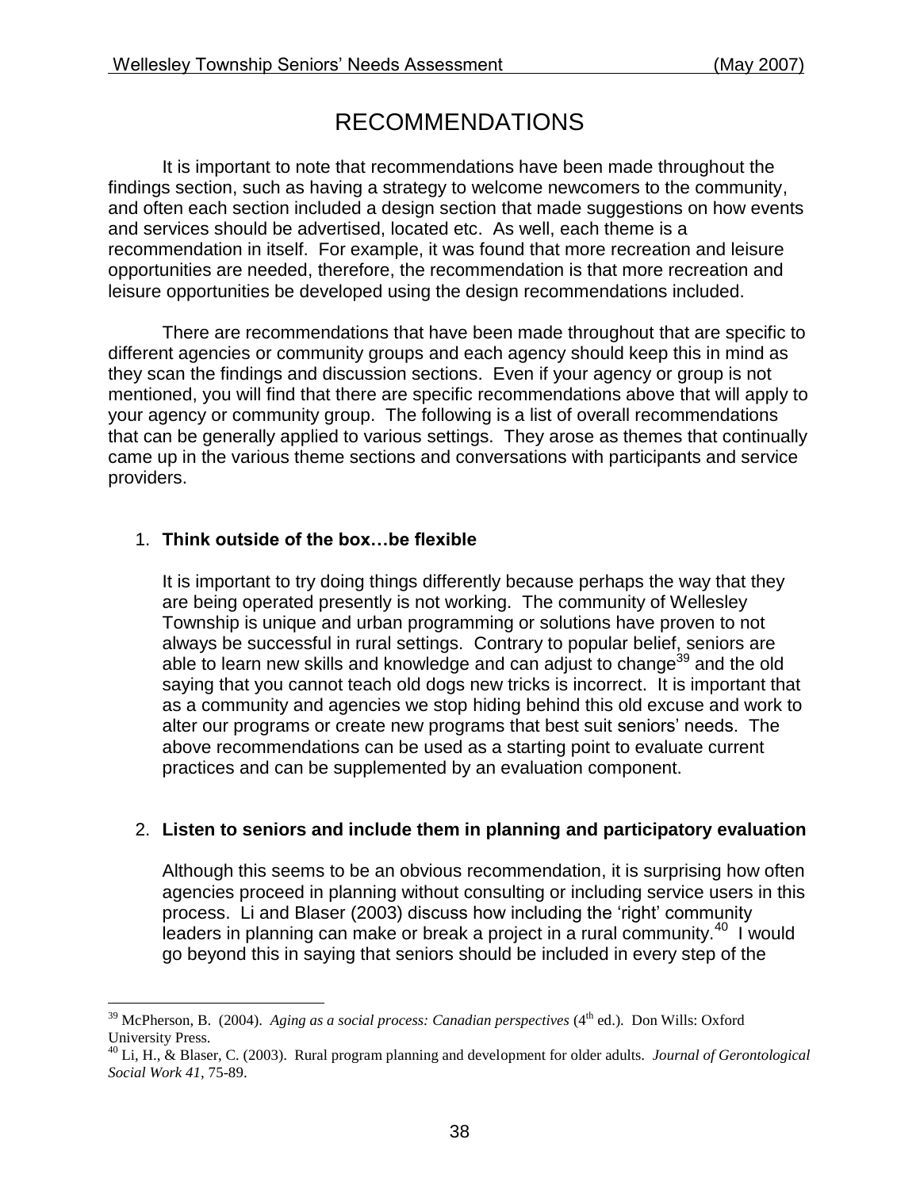# RECOMMENDATIONS

It is important to note that recommendations have been made throughout the findings section, such as having a strategy to welcome newcomers to the community, and often each section included a design section that made suggestions on how events and services should be advertised, located etc. As well, each theme is a recommendation in itself. For example, it was found that more recreation and leisure opportunities are needed, therefore, the recommendation is that more recreation and leisure opportunities be developed using the design recommendations included.

There are recommendations that have been made throughout that are specific to different agencies or community groups and each agency should keep this in mind as they scan the findings and discussion sections. Even if your agency or group is not mentioned, you will find that there are specific recommendations above that will apply to your agency or community group. The following is a list of overall recommendations that can be generally applied to various settings. They arose as themes that continually came up in the various theme sections and conversations with participants and service providers.

1. **Think outside of the box…be flexible**

   It is important to try doing things differently because perhaps the way that they are being operated presently is not working. The community of Wellesley Township is unique and urban programming or solutions have proven to not always be successful in rural settings. Contrary to popular belief, seniors are able to learn new skills and knowledge and can adjust to change[39] and the old saying that you cannot teach old dogs new tricks is incorrect. It is important that as a community and agencies we stop hiding behind this old excuse and work to alter our programs or create new programs that best suit seniors' needs. The above recommendations can be used as a starting point to evaluate current practices and can be supplemented by an evaluation component.

2. **Listen to seniors and include them in planning and participatory evaluation**

   Although this seems to be an obvious recommendation, it is surprising how often agencies proceed in planning without consulting or including service users in this process. Li and Blaser (2003) discuss how including the 'right' community leaders in planning can make or break a project in a rural community.[40] I would go beyond this in saying that seniors should be included in every step of the

---

[39] McPherson, B. (2004). *Aging as a social process: Canadian perspectives* (4th ed.). Don Wills: Oxford University Press.

[40] Li, H., & Blaser, C. (2003). Rural program planning and development for older adults. *Journal of Gerontological Social Work 41*, 75-89.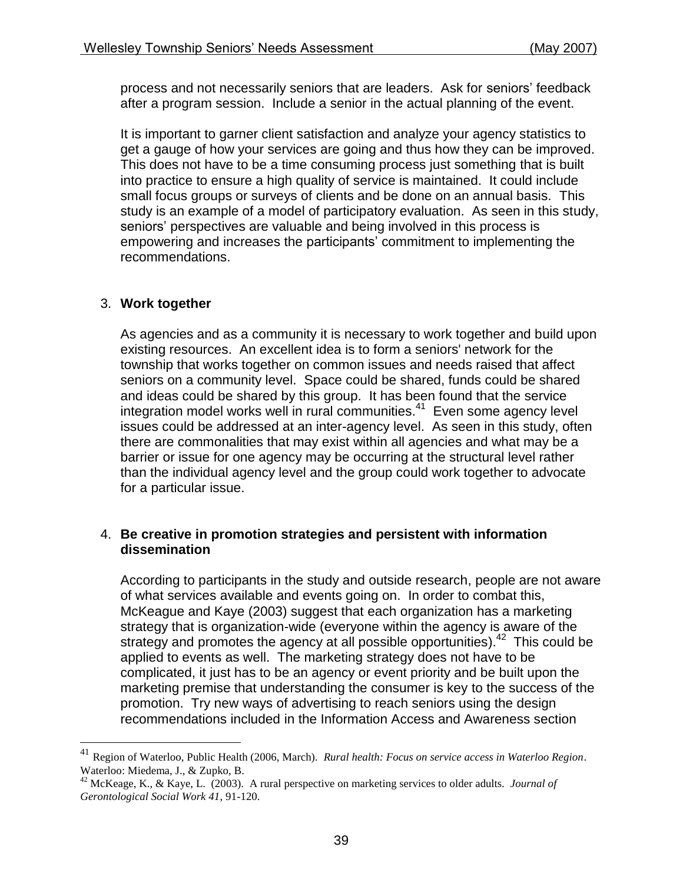process and not necessarily seniors that are leaders. Ask for seniors' feedback after a program session. Include a senior in the actual planning of the event.

It is important to garner client satisfaction and analyze your agency statistics to get a gauge of how your services are going and thus how they can be improved. This does not have to be a time consuming process just something that is built into practice to ensure a high quality of service is maintained. It could include small focus groups or surveys of clients and be done on an annual basis. This study is an example of a model of participatory evaluation. As seen in this study, seniors' perspectives are valuable and being involved in this process is empowering and increases the participants' commitment to implementing the recommendations.

3. **Work together**

As agencies and as a community it is necessary to work together and build upon existing resources. An excellent idea is to form a seniors' network for the township that works together on common issues and needs raised that affect seniors on a community level. Space could be shared, funds could be shared and ideas could be shared by this group. It has been found that the service integration model works well in rural communities.[41] Even some agency level issues could be addressed at an inter-agency level. As seen in this study, often there are commonalities that may exist within all agencies and what may be a barrier or issue for one agency may be occurring at the structural level rather than the individual agency level and the group could work together to advocate for a particular issue.

4. **Be creative in promotion strategies and persistent with information dissemination**

According to participants in the study and outside research, people are not aware of what services available and events going on. In order to combat this, McKeague and Kaye (2003) suggest that each organization has a marketing strategy that is organization-wide (everyone within the agency is aware of the strategy and promotes the agency at all possible opportunities).[42] This could be applied to events as well. The marketing strategy does not have to be complicated, it just has to be an agency or event priority and be built upon the marketing premise that understanding the consumer is key to the success of the promotion. Try new ways of advertising to reach seniors using the design recommendations included in the Information Access and Awareness section

---

[41] Region of Waterloo, Public Health (2006, March). *Rural health: Focus on service access in Waterloo Region*. Waterloo: Miedema, J., & Zupko, B.

[42] McKeage, K., & Kaye, L. (2003). A rural perspective on marketing services to older adults. *Journal of Gerontological Social Work 41*, 91-120.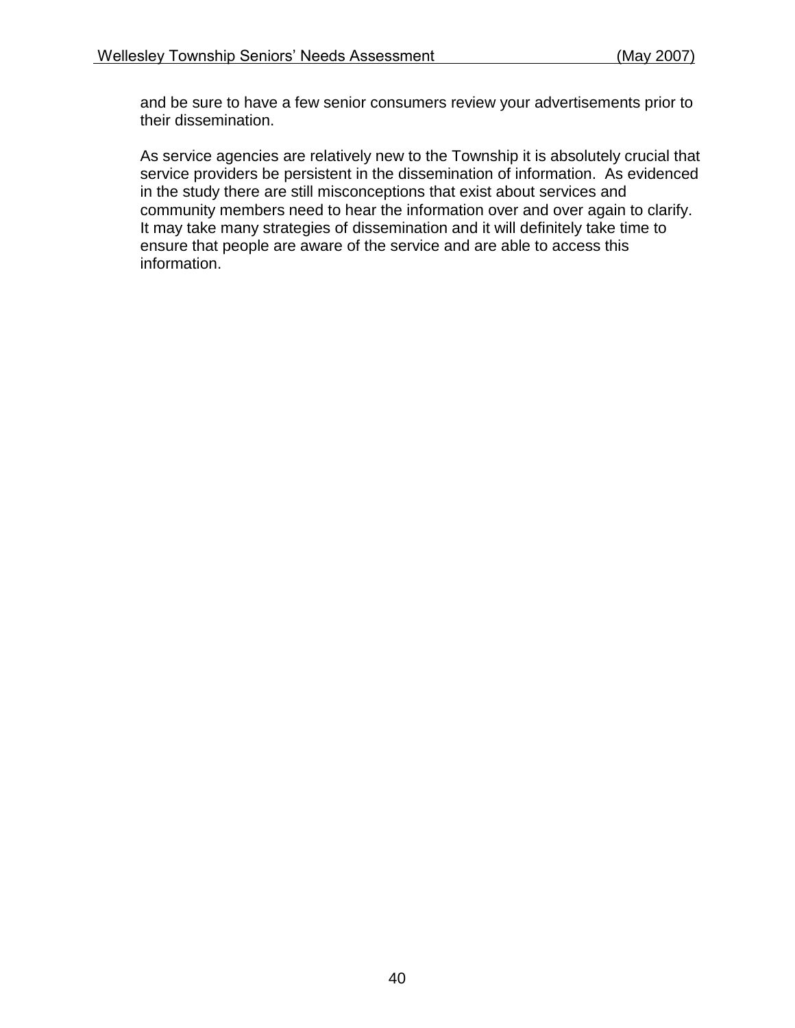and be sure to have a few senior consumers review your advertisements prior to their dissemination.

As service agencies are relatively new to the Township it is absolutely crucial that service providers be persistent in the dissemination of information. As evidenced in the study there are still misconceptions that exist about services and community members need to hear the information over and over again to clarify. It may take many strategies of dissemination and it will definitely take time to ensure that people are aware of the service and are able to access this information.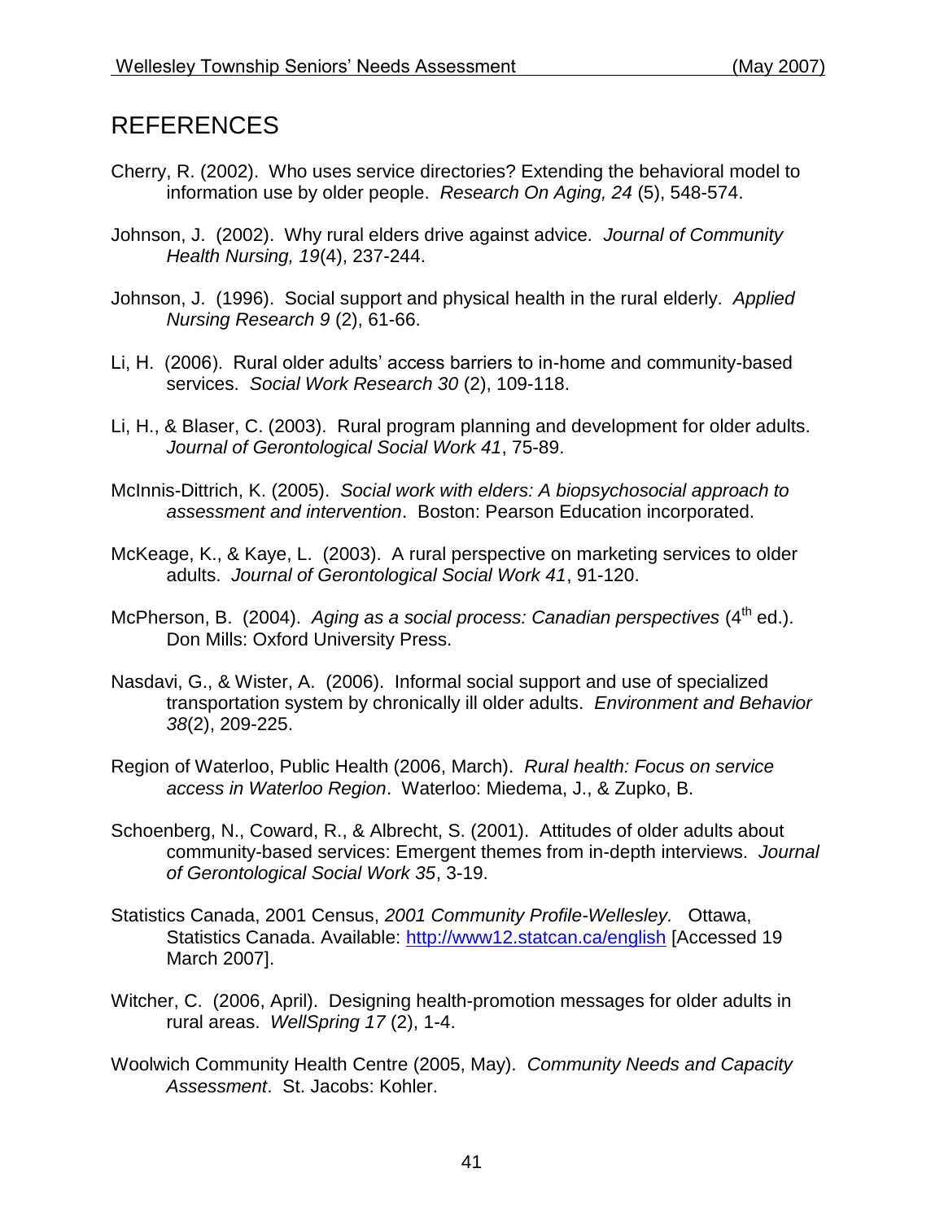# REFERENCES

Cherry, R. (2002). Who uses service directories? Extending the behavioral model to information use by older people. *Research On Aging, 24* (5), 548-574.

Johnson, J. (2002). Why rural elders drive against advice. *Journal of Community Health Nursing, 19*(4), 237-244.

Johnson, J. (1996). Social support and physical health in the rural elderly. *Applied Nursing Research 9* (2), 61-66.

Li, H. (2006). Rural older adults' access barriers to in-home and community-based services. *Social Work Research 30* (2), 109-118.

Li, H., & Blaser, C. (2003). Rural program planning and development for older adults. *Journal of Gerontological Social Work 41*, 75-89.

McInnis-Dittrich, K. (2005). *Social work with elders: A biopsychosocial approach to assessment and intervention*. Boston: Pearson Education incorporated.

McKeage, K., & Kaye, L. (2003). A rural perspective on marketing services to older adults. *Journal of Gerontological Social Work 41*, 91-120.

McPherson, B. (2004). *Aging as a social process: Canadian perspectives* (4th ed.). Don Mills: Oxford University Press.

Nasdavi, G., & Wister, A. (2006). Informal social support and use of specialized transportation system by chronically ill older adults. *Environment and Behavior 38*(2), 209-225.

Region of Waterloo, Public Health (2006, March). *Rural health: Focus on service access in Waterloo Region*. Waterloo: Miedema, J., & Zupko, B.

Schoenberg, N., Coward, R., & Albrecht, S. (2001). Attitudes of older adults about community-based services: Emergent themes from in-depth interviews. *Journal of Gerontological Social Work 35*, 3-19.

Statistics Canada, 2001 Census, *2001 Community Profile-Wellesley.* Ottawa, Statistics Canada. Available: http://www12.statcan.ca/english [Accessed 19 March 2007].

Witcher, C. (2006, April). Designing health-promotion messages for older adults in rural areas. *WellSpring 17* (2), 1-4.

Woolwich Community Health Centre (2005, May). *Community Needs and Capacity Assessment*. St. Jacobs: Kohler.